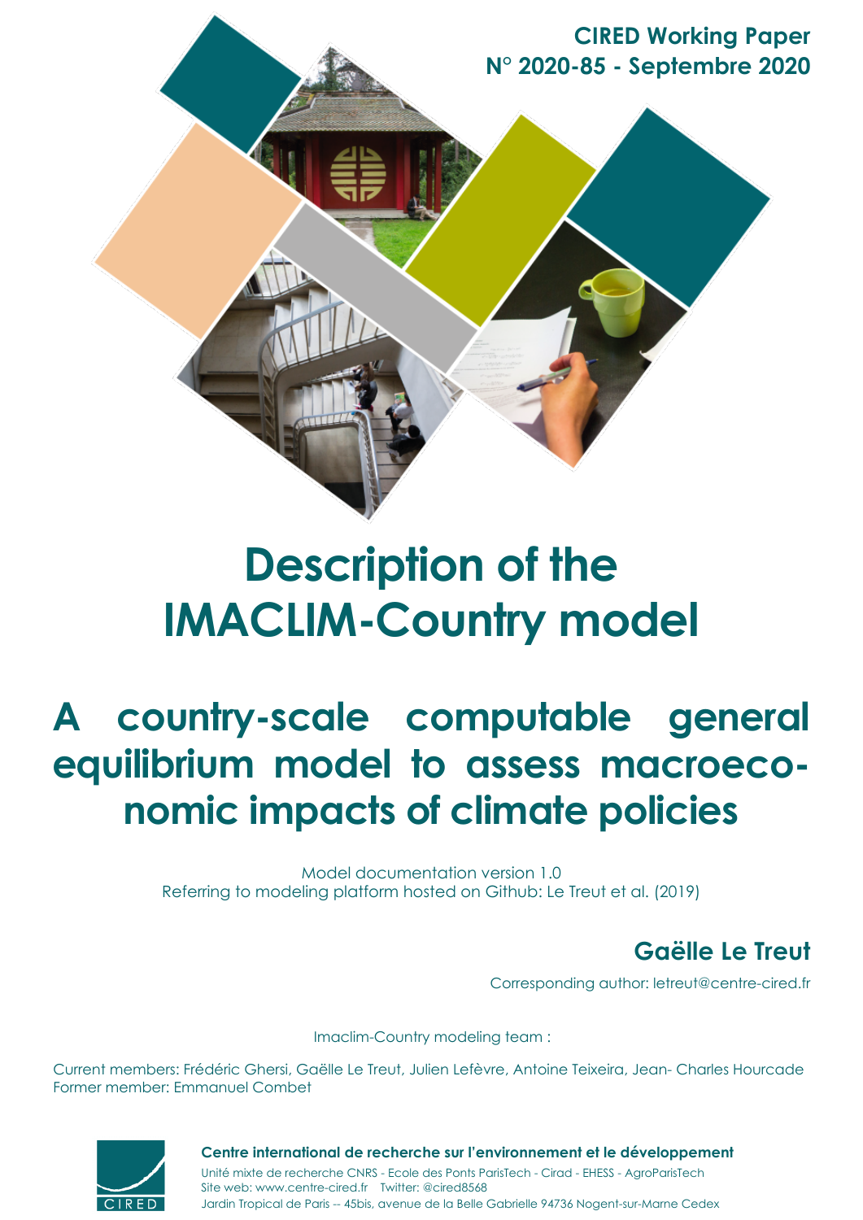**CIRED Working Paper**
**N° 2020-85 - Septembre 2020**

# Description of the IMACLIM-Country model

## A country-scale computable general equilibrium model to assess macroeconomic impacts of climate policies

Model documentation version 1.0
Referring to modeling platform hosted on Github: Le Treut et al. (2019)

**Gaëlle Le Treut**

Corresponding author: letreut@centre-cired.fr

Imaclim-Country modeling team :

Current members: Frédéric Ghersi, Gaëlle Le Treut, Julien Lefèvre, Antoine Teixeira, Jean- Charles Hourcade
Former member: Emmanuel Combet

**Centre international de recherche sur l'environnement et le développement**
Unité mixte de recherche CNRS - Ecole des Ponts ParisTech - Cirad - EHESS - AgroParisTech
Site web: www.centre-cired.fr Twitter: @cired8568
Jardin Tropical de Paris -- 45bis, avenue de la Belle Gabrielle 94736 Nogent-sur-Marne Cedex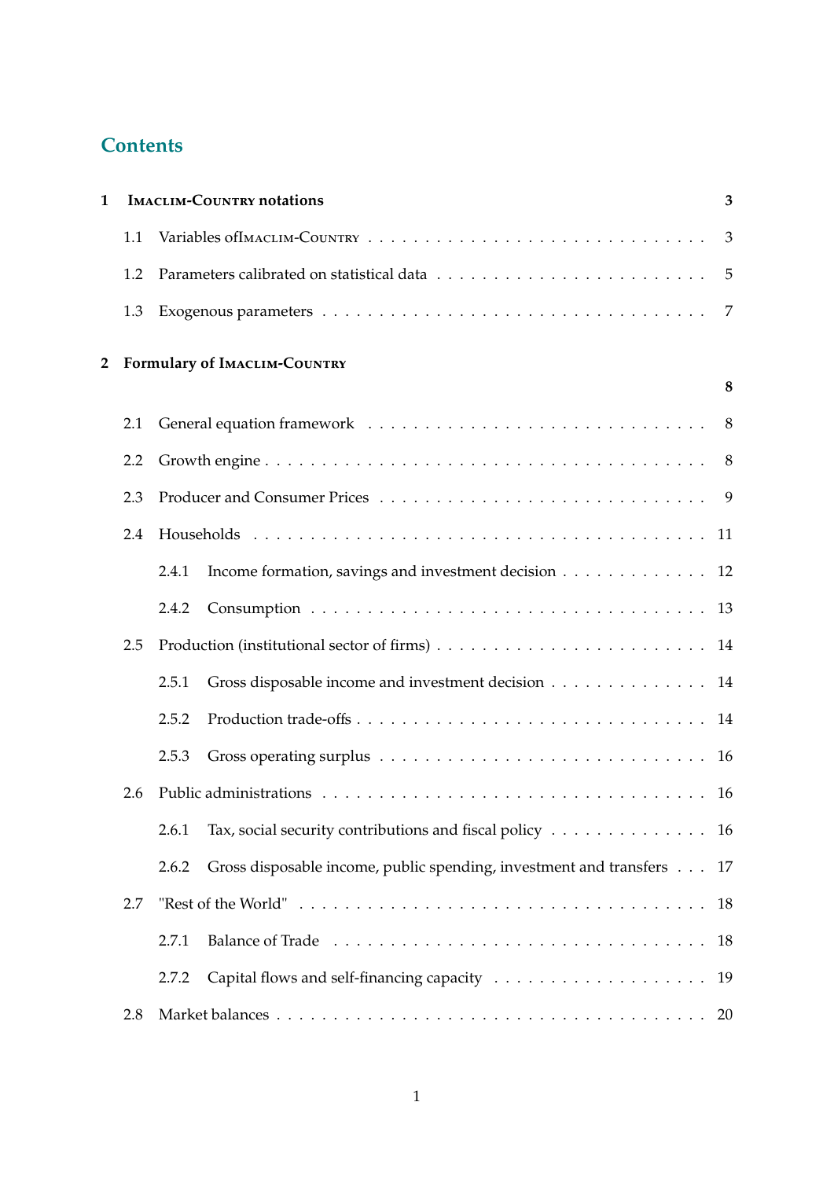# Contents

**1 Imaclim-Country notations** **3**

- 1.1 Variables ofImaclim-Country . . . . . . . . . . . . . . . . . . . . . . . . . . . . . 3
- 1.2 Parameters calibrated on statistical data . . . . . . . . . . . . . . . . . . . . . . . . 5
- 1.3 Exogenous parameters . . . . . . . . . . . . . . . . . . . . . . . . . . . . . . . . . 7

**2 Formulary of Imaclim-Country** **8**

- 2.1 General equation framework . . . . . . . . . . . . . . . . . . . . . . . . . . . . . . 8
- 2.2 Growth engine . . . . . . . . . . . . . . . . . . . . . . . . . . . . . . . . . . . . . 8
- 2.3 Producer and Consumer Prices . . . . . . . . . . . . . . . . . . . . . . . . . . . . 9
- 2.4 Households . . . . . . . . . . . . . . . . . . . . . . . . . . . . . . . . . . . . . . . 11
  - 2.4.1 Income formation, savings and investment decision . . . . . . . . . . . . . 12
  - 2.4.2 Consumption . . . . . . . . . . . . . . . . . . . . . . . . . . . . . . . . . . 13
- 2.5 Production (institutional sector of firms) . . . . . . . . . . . . . . . . . . . . . . . 14
  - 2.5.1 Gross disposable income and investment decision . . . . . . . . . . . . . . 14
  - 2.5.2 Production trade-offs . . . . . . . . . . . . . . . . . . . . . . . . . . . . . . 14
  - 2.5.3 Gross operating surplus . . . . . . . . . . . . . . . . . . . . . . . . . . . . 16
- 2.6 Public administrations . . . . . . . . . . . . . . . . . . . . . . . . . . . . . . . . . 16
  - 2.6.1 Tax, social security contributions and fiscal policy . . . . . . . . . . . . . . 16
  - 2.6.2 Gross disposable income, public spending, investment and transfers . . . 17
- 2.7 "Rest of the World" . . . . . . . . . . . . . . . . . . . . . . . . . . . . . . . . . . 18
  - 2.7.1 Balance of Trade . . . . . . . . . . . . . . . . . . . . . . . . . . . . . . . . 18
  - 2.7.2 Capital flows and self-financing capacity . . . . . . . . . . . . . . . . . . . 19
- 2.8 Market balances . . . . . . . . . . . . . . . . . . . . . . . . . . . . . . . . . . . . 20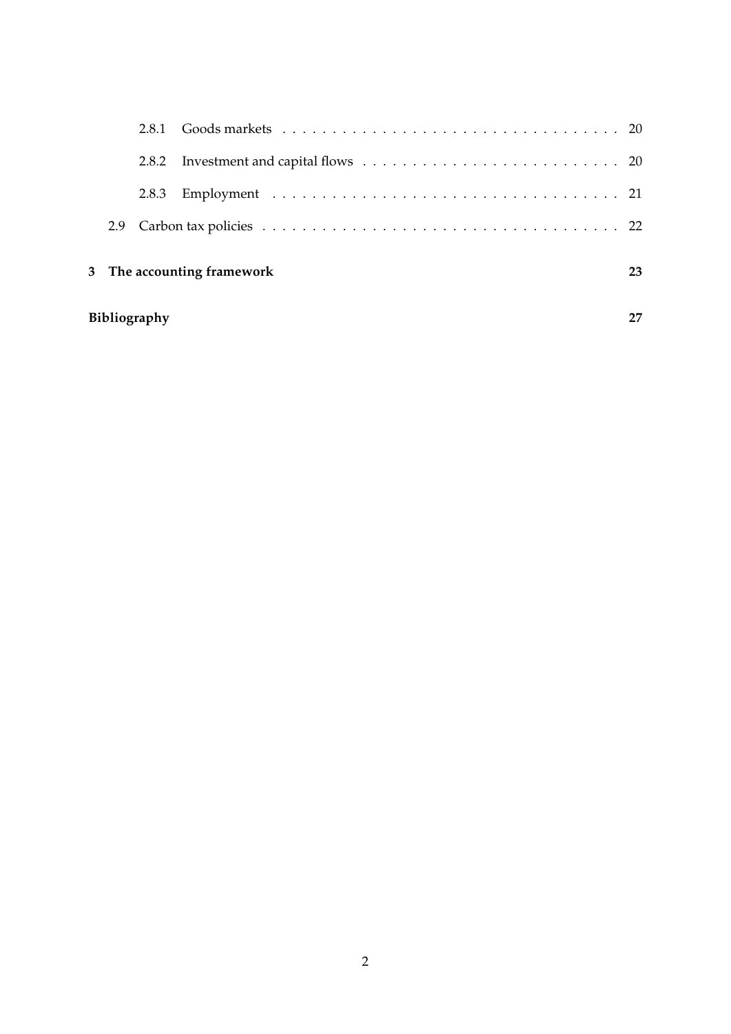2.8.1 Goods markets . . . . . . . . . . . . . . . . . . . . . . . . . . . . . . . . . . 20

2.8.2 Investment and capital flows . . . . . . . . . . . . . . . . . . . . . . . . . . 20

2.8.3 Employment . . . . . . . . . . . . . . . . . . . . . . . . . . . . . . . . . . . 21

2.9 Carbon tax policies . . . . . . . . . . . . . . . . . . . . . . . . . . . . . . . . . . . . 22

**3 The accounting framework** **23**

**Bibliography** **27**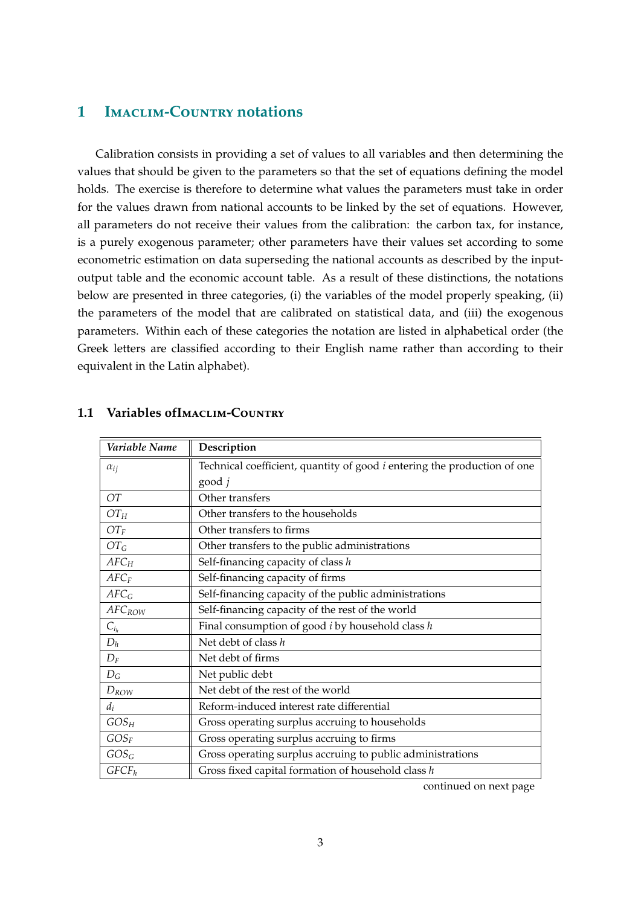## 1 Imaclim-Country notations

Calibration consists in providing a set of values to all variables and then determining the values that should be given to the parameters so that the set of equations defining the model holds. The exercise is therefore to determine what values the parameters must take in order for the values drawn from national accounts to be linked by the set of equations. However, all parameters do not receive their values from the calibration: the carbon tax, for instance, is a purely exogenous parameter; other parameters have their values set according to some econometric estimation on data superseding the national accounts as described by the input-output table and the economic account table. As a result of these distinctions, the notations below are presented in three categories, (i) the variables of the model properly speaking, (ii) the parameters of the model that are calibrated on statistical data, and (iii) the exogenous parameters. Within each of these categories the notation are listed in alphabetical order (the Greek letters are classified according to their English name rather than according to their equivalent in the Latin alphabet).

### 1.1 Variables ofImaclim-Country

| *Variable Name* | **Description** |
|---|---|
| $\alpha_{ij}$ | Technical coefficient, quantity of good $i$ entering the production of one good $j$ |
| $OT$ | Other transfers |
| $OT_H$ | Other transfers to the households |
| $OT_F$ | Other transfers to firms |
| $OT_G$ | Other transfers to the public administrations |
| $AFC_H$ | Self-financing capacity of class $h$ |
| $AFC_F$ | Self-financing capacity of firms |
| $AFC_G$ | Self-financing capacity of the public administrations |
| $AFC_{ROW}$ | Self-financing capacity of the rest of the world |
| $C_{i_h}$ | Final consumption of good $i$ by household class $h$ |
| $D_h$ | Net debt of class $h$ |
| $D_F$ | Net debt of firms |
| $D_G$ | Net public debt |
| $D_{ROW}$ | Net debt of the rest of the world |
| $d_i$ | Reform-induced interest rate differential |
| $GOS_H$ | Gross operating surplus accruing to households |
| $GOS_F$ | Gross operating surplus accruing to firms |
| $GOS_G$ | Gross operating surplus accruing to public administrations |
| $GFCF_h$ | Gross fixed capital formation of household class $h$ |

continued on next page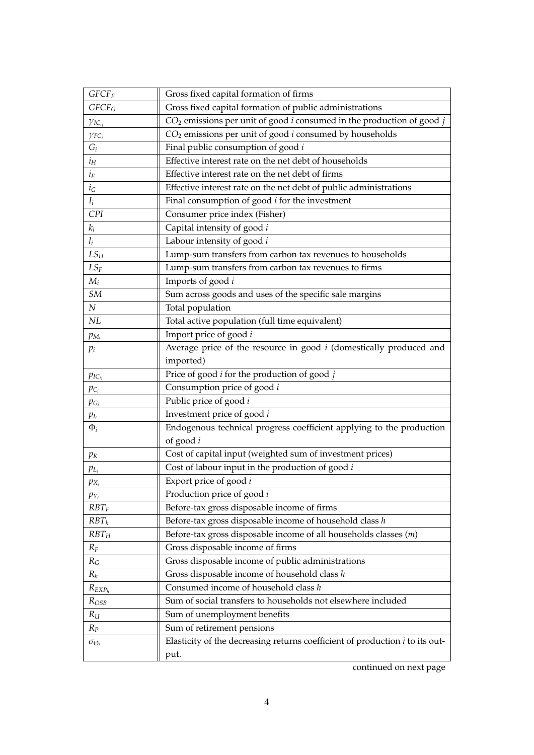| | |
|---|---|
| $GFCF_F$ | Gross fixed capital formation of firms |
| $GFCF_G$ | Gross fixed capital formation of public administrations |
| $\gamma_{IC_{ij}}$ | $CO_2$ emissions per unit of good $i$ consumed in the production of good $j$ |
| $\gamma_{FC_i}$ | $CO_2$ emissions per unit of good $i$ consumed by households |
| $G_i$ | Final public consumption of good $i$ |
| $i_H$ | Effective interest rate on the net debt of households |
| $i_F$ | Effective interest rate on the net debt of firms |
| $i_G$ | Effective interest rate on the net debt of public administrations |
| $I_i$ | Final consumption of good $i$ for the investment |
| $CPI$ | Consumer price index (Fisher) |
| $k_i$ | Capital intensity of good $i$ |
| $l_i$ | Labour intensity of good $i$ |
| $LS_H$ | Lump-sum transfers from carbon tax revenues to households |
| $LS_F$ | Lump-sum transfers from carbon tax revenues to firms |
| $M_i$ | Imports of good $i$ |
| $SM$ | Sum across goods and uses of the specific sale margins |
| $N$ | Total population |
| $NL$ | Total active population (full time equivalent) |
| $p_{M_i}$ | Import price of good $i$ |
| $p_i$ | Average price of the resource in good $i$ (domestically produced and imported) |
| $p_{IC_{ij}}$ | Price of good $i$ for the production of good $j$ |
| $p_{C_i}$ | Consumption price of good $i$ |
| $p_{G_i}$ | Public price of good $i$ |
| $p_{I_i}$ | Investment price of good $i$ |
| $\Phi_i$ | Endogenous technical progress coefficient applying to the production of good $i$ |
| $p_K$ | Cost of capital input (weighted sum of investment prices) |
| $p_{L_i}$ | Cost of labour input in the production of good $i$ |
| $p_{X_i}$ | Export price of good $i$ |
| $p_{Y_i}$ | Production price of good $i$ |
| $RBT_F$ | Before-tax gross disposable income of firms |
| $RBT_h$ | Before-tax gross disposable income of household class $h$ |
| $RBT_H$ | Before-tax gross disposable income of all households classes ($m$) |
| $R_F$ | Gross disposable income of firms |
| $R_G$ | Gross disposable income of public administrations |
| $R_h$ | Gross disposable income of household class $h$ |
| $R_{EXP_h}$ | Consumed income of household class $h$ |
| $R_{OSB}$ | Sum of social transfers to households not elsewhere included |
| $R_U$ | Sum of unemployment benefits |
| $R_P$ | Sum of retirement pensions |
| $\sigma_{\Theta_i}$ | Elasticity of the decreasing returns coefficient of production $i$ to its output. |

continued on next page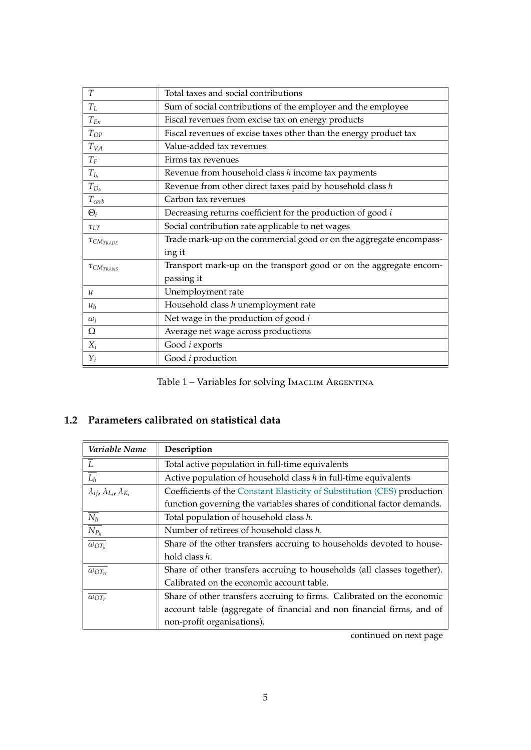| | |
|---|---|
| $T$ | Total taxes and social contributions |
| $T_L$ | Sum of social contributions of the employer and the employee |
| $T_{En}$ | Fiscal revenues from excise tax on energy products |
| $T_{OP}$ | Fiscal revenues of excise taxes other than the energy product tax |
| $T_{VA}$ | Value-added tax revenues |
| $T_F$ | Firms tax revenues |
| $T_{I_h}$ | Revenue from household class $h$ income tax payments |
| $T_{D_h}$ | Revenue from other direct taxes paid by household class $h$ |
| $T_{carb}$ | Carbon tax revenues |
| $\Theta_i$ | Decreasing returns coefficient for the production of good $i$ |
| $\tau_{LT}$ | Social contribution rate applicable to net wages |
| $\tau_{CM_{TRADE}}$ | Trade mark-up on the commercial good or on the aggregate encompassing it |
| $\tau_{CM_{TRANS}}$ | Transport mark-up on the transport good or on the aggregate encompassing it |
| $u$ | Unemployment rate |
| $u_h$ | Household class $h$ unemployment rate |
| $\omega_i$ | Net wage in the production of good $i$ |
| $\Omega$ | Average net wage across productions |
| $X_i$ | Good $i$ exports |
| $Y_i$ | Good $i$ production |

Table 1 – Variables for solving Imaclim Argentina

## 1.2 Parameters calibrated on statistical data

| *Variable Name* | **Description** |
|---|---|
| $\overline{L}$ | Total active population in full-time equivalents |
| $\overline{L_h}$ | Active population of household class $h$ in full-time equivalents |
| $\lambda_{ij}$, $\lambda_{L_i}$, $\lambda_{K_i}$ | Coefficients of the Constant Elasticity of Substitution (CES) production function governing the variables shares of conditional factor demands. |
| $\overline{N_h}$ | Total population of household class $h$. |
| $\overline{N_{P_h}}$ | Number of retirees of household class $h$. |
| $\overline{\omega_{OT_h}}$ | Share of the other transfers accruing to households devoted to household class $h$. |
| $\overline{\omega_{OT_H}}$ | Share of other transfers accruing to households (all classes together). Calibrated on the economic account table. |
| $\overline{\omega_{OT_F}}$ | Share of other transfers accruing to firms. Calibrated on the economic account table (aggregate of financial and non financial firms, and of non-profit organisations). |

continued on next page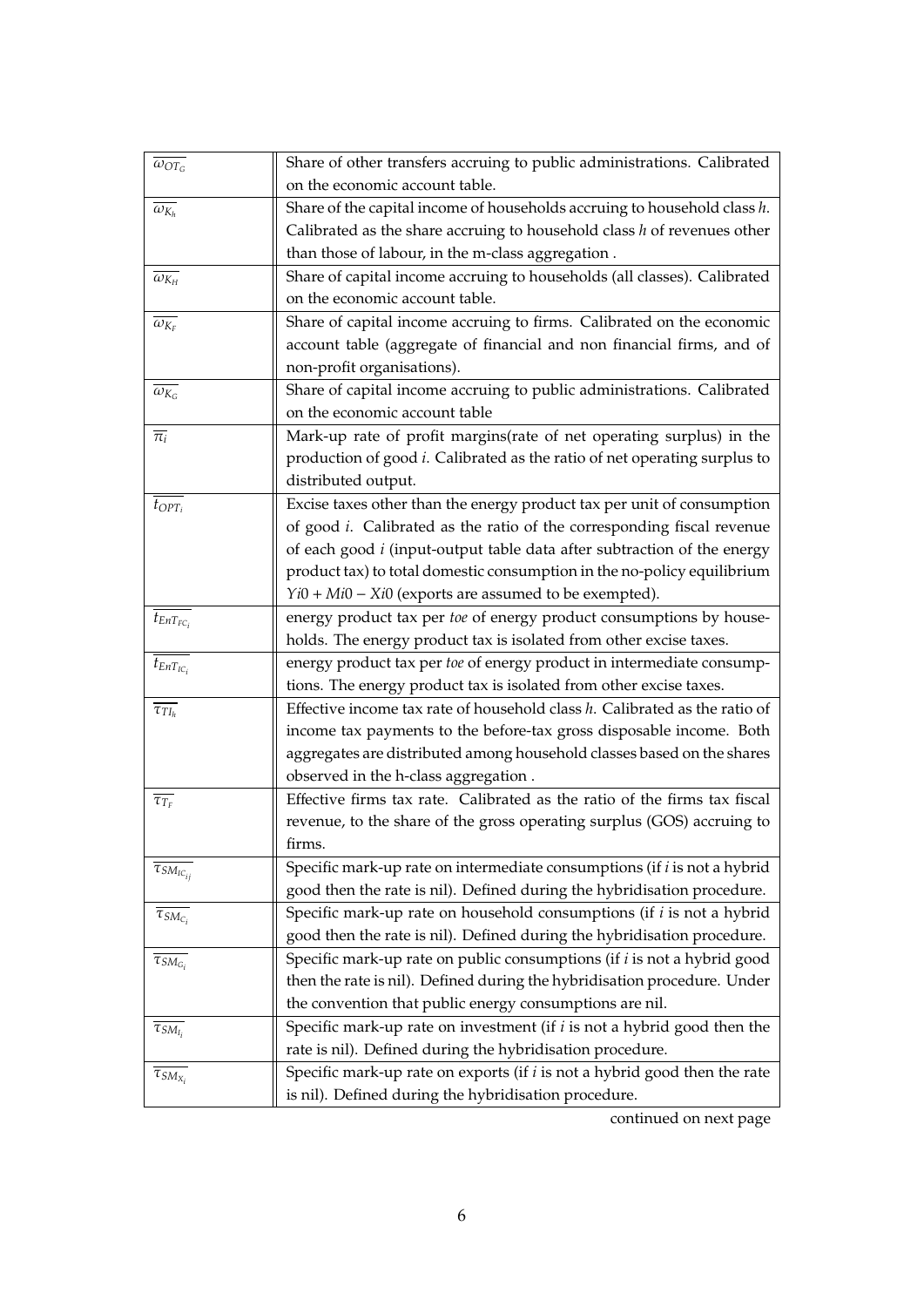| | |
|---|---|
| $\overline{\omega_{OT_G}}$ | Share of other transfers accruing to public administrations. Calibrated on the economic account table. |
| $\overline{\omega_{K_h}}$ | Share of the capital income of households accruing to household class *h*. Calibrated as the share accruing to household class *h* of revenues other than those of labour, in the m-class aggregation . |
| $\overline{\omega_{K_H}}$ | Share of capital income accruing to households (all classes). Calibrated on the economic account table. |
| $\overline{\omega_{K_F}}$ | Share of capital income accruing to firms. Calibrated on the economic account table (aggregate of financial and non financial firms, and of non-profit organisations). |
| $\overline{\omega_{K_G}}$ | Share of capital income accruing to public administrations. Calibrated on the economic account table |
| $\overline{\pi_i}$ | Mark-up rate of profit margins(rate of net operating surplus) in the production of good *i*. Calibrated as the ratio of net operating surplus to distributed output. |
| $\overline{t_{OPT_i}}$ | Excise taxes other than the energy product tax per unit of consumption of good *i*. Calibrated as the ratio of the corresponding fiscal revenue of each good *i* (input-output table data after subtraction of the energy product tax) to total domestic consumption in the no-policy equilibrium $Yi0 + Mi0 - Xi0$ (exports are assumed to be exempted). |
| $\overline{t_{EnT_{FC_i}}}$ | energy product tax per *toe* of energy product consumptions by households. The energy product tax is isolated from other excise taxes. |
| $\overline{t_{EnT_{IC_i}}}$ | energy product tax per *toe* of energy product in intermediate consumptions. The energy product tax is isolated from other excise taxes. |
| $\overline{\tau_{TI_h}}$ | Effective income tax rate of household class *h*. Calibrated as the ratio of income tax payments to the before-tax gross disposable income. Both aggregates are distributed among household classes based on the shares observed in the h-class aggregation . |
| $\overline{\tau_{T_F}}$ | Effective firms tax rate. Calibrated as the ratio of the firms tax fiscal revenue, to the share of the gross operating surplus (GOS) accruing to firms. |
| $\overline{\tau_{SM_{IC_{ij}}}}$ | Specific mark-up rate on intermediate consumptions (if *i* is not a hybrid good then the rate is nil). Defined during the hybridisation procedure. |
| $\overline{\tau_{SM_{C_i}}}$ | Specific mark-up rate on household consumptions (if *i* is not a hybrid good then the rate is nil). Defined during the hybridisation procedure. |
| $\overline{\tau_{SM_{G_i}}}$ | Specific mark-up rate on public consumptions (if *i* is not a hybrid good then the rate is nil). Defined during the hybridisation procedure. Under the convention that public energy consumptions are nil. |
| $\overline{\tau_{SM_{I_i}}}$ | Specific mark-up rate on investment (if *i* is not a hybrid good then the rate is nil). Defined during the hybridisation procedure. |
| $\overline{\tau_{SM_{X_i}}}$ | Specific mark-up rate on exports (if *i* is not a hybrid good then the rate is nil). Defined during the hybridisation procedure. |

continued on next page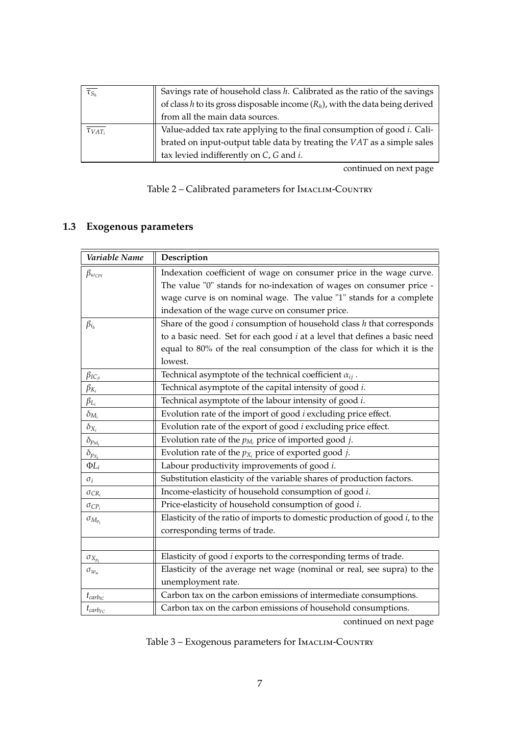| | |
|---|---|
| $\overline{\tau_{S_h}}$ | Savings rate of household class $h$. Calibrated as the ratio of the savings of class $h$ to its gross disposable income ($R_h$), with the data being derived from all the main data sources. |
| $\overline{\tau_{VAT_i}}$ | Value-added tax rate applying to the final consumption of good $i$. Calibrated on input-output table data by treating the $VAT$ as a simple sales tax levied indifferently on $C$, $G$ and $i$. |

continued on next page

Table 2 – Calibrated parameters for IMACLIM-COUNTRY

### 1.3 Exogenous parameters

| *Variable Name* | **Description** |
|---|---|
| $\beta_{\omega_{CPI}}$ | Indexation coefficient of wage on consumer price in the wage curve. The value "0" stands for no-indexation of wages on consumer price - wage curve is on nominal wage. The value "1" stands for a complete indexation of the wage curve on consumer price. |
| $\beta_{i_h}$ | Share of the good $i$ consumption of household class $h$ that corresponds to a basic need. Set for each good $i$ at a level that defines a basic need equal to 80% of the real consumption of the class for which it is the lowest. |
| $\beta_{IC_{ji}}$ | Technical asymptote of the technical coefficient $\alpha_{ij}$ . |
| $\beta_{K_i}$ | Technical asymptote of the capital intensity of good $i$. |
| $\beta_{L_i}$ | Technical asymptote of the labour intensity of good $i$. |
| $\delta_{M_i}$ | Evolution rate of the import of good $i$ excluding price effect. |
| $\delta_{X_i}$ | Evolution rate of the export of good $i$ excluding price effect. |
| $\delta_{p_{M_i}}$ | Evolution rate of the $p_{M_i}$ price of imported good $j$. |
| $\delta_{p_{X_i}}$ | Evolution rate of the $p_{X_i}$ price of exported good $j$. |
| $\Phi L_i$ | Labour productivity improvements of good $i$. |
| $\sigma_i$ | Substitution elasticity of the variable shares of production factors. |
| $\sigma_{CR_i}$ | Income-elasticity of household consumption of good $i$. |
| $\sigma_{CP_i}$ | Price-elasticity of household consumption of good $i$. |
| $\sigma_{M_{p_i}}$ | Elasticity of the ratio of imports to domestic production of good $i$, to the corresponding terms of trade. |
| | |
| $\sigma_{X_{p_i}}$ | Elasticity of good $i$ exports to the corresponding terms of trade. |
| $\sigma_{w_u}$ | Elasticity of the average net wage (nominal or real, see supra) to the unemployment rate. |
| $t_{carb_{IC}}$ | Carbon tax on the carbon emissions of intermediate consumptions. |
| $t_{carb_{FC}}$ | Carbon tax on the carbon emissions of household consumptions. |

continued on next page

Table 3 – Exogenous parameters for IMACLIM-COUNTRY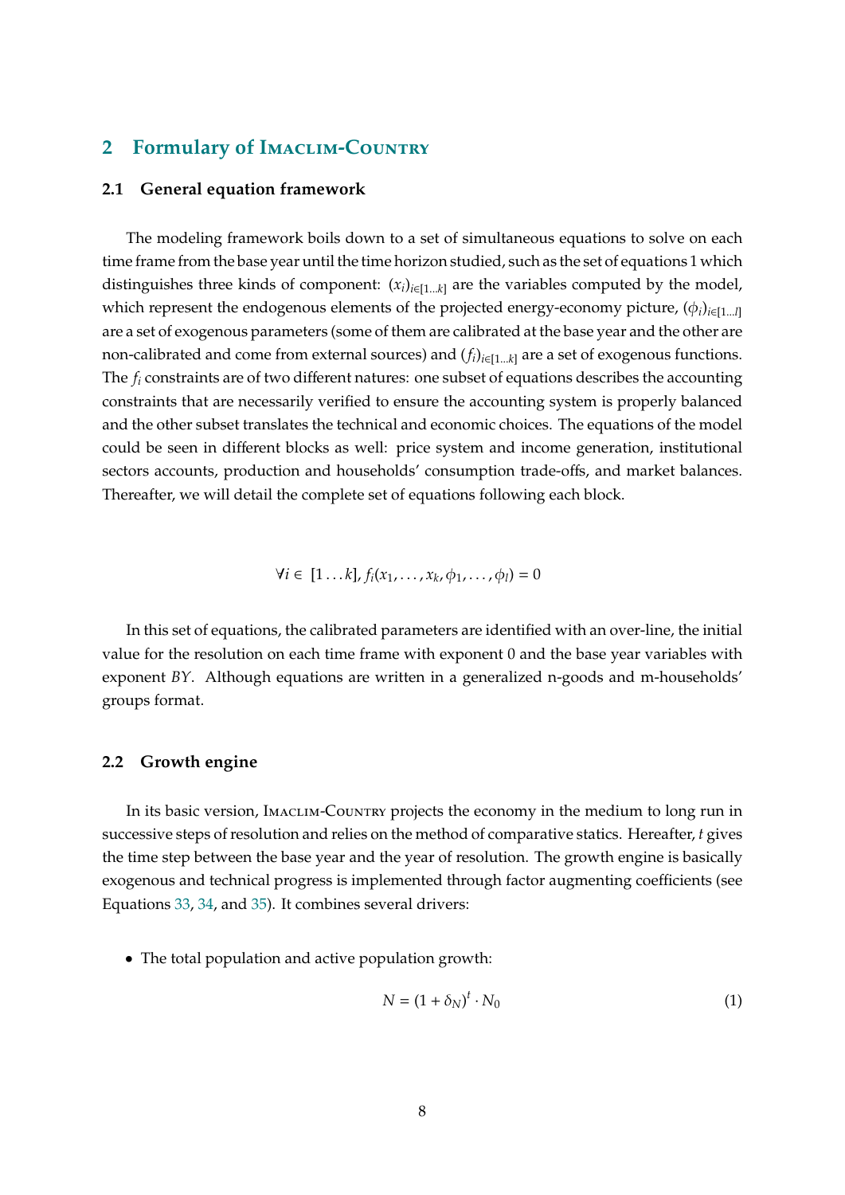## 2 Formulary of Imaclim-Country

### 2.1 General equation framework

The modeling framework boils down to a set of simultaneous equations to solve on each time frame from the base year until the time horizon studied, such as the set of equations 1 which distinguishes three kinds of component: $(x_i)_{i\in[1...k]}$ are the variables computed by the model, which represent the endogenous elements of the projected energy-economy picture, $(\phi_i)_{i\in[1...l]}$ are a set of exogenous parameters (some of them are calibrated at the base year and the other are non-calibrated and come from external sources) and $(f_i)_{i\in[1...k]}$ are a set of exogenous functions. The $f_i$ constraints are of two different natures: one subset of equations describes the accounting constraints that are necessarily verified to ensure the accounting system is properly balanced and the other subset translates the technical and economic choices. The equations of the model could be seen in different blocks as well: price system and income generation, institutional sectors accounts, production and households' consumption trade-offs, and market balances. Thereafter, we will detail the complete set of equations following each block.

$$\forall i \in [1 \dots k], f_i(x_1, \dots, x_k, \phi_1, \dots, \phi_l) = 0$$

In this set of equations, the calibrated parameters are identified with an over-line, the initial value for the resolution on each time frame with exponent 0 and the base year variables with exponent $BY$. Although equations are written in a generalized n-goods and m-households' groups format.

### 2.2 Growth engine

In its basic version, Imaclim-Country projects the economy in the medium to long run in successive steps of resolution and relies on the method of comparative statics. Hereafter, $t$ gives the time step between the base year and the year of resolution. The growth engine is basically exogenous and technical progress is implemented through factor augmenting coefficients (see Equations 33, 34, and 35). It combines several drivers:

- The total population and active population growth:

$$N = (1 + \delta_N)^t \cdot N_0 \tag{1}$$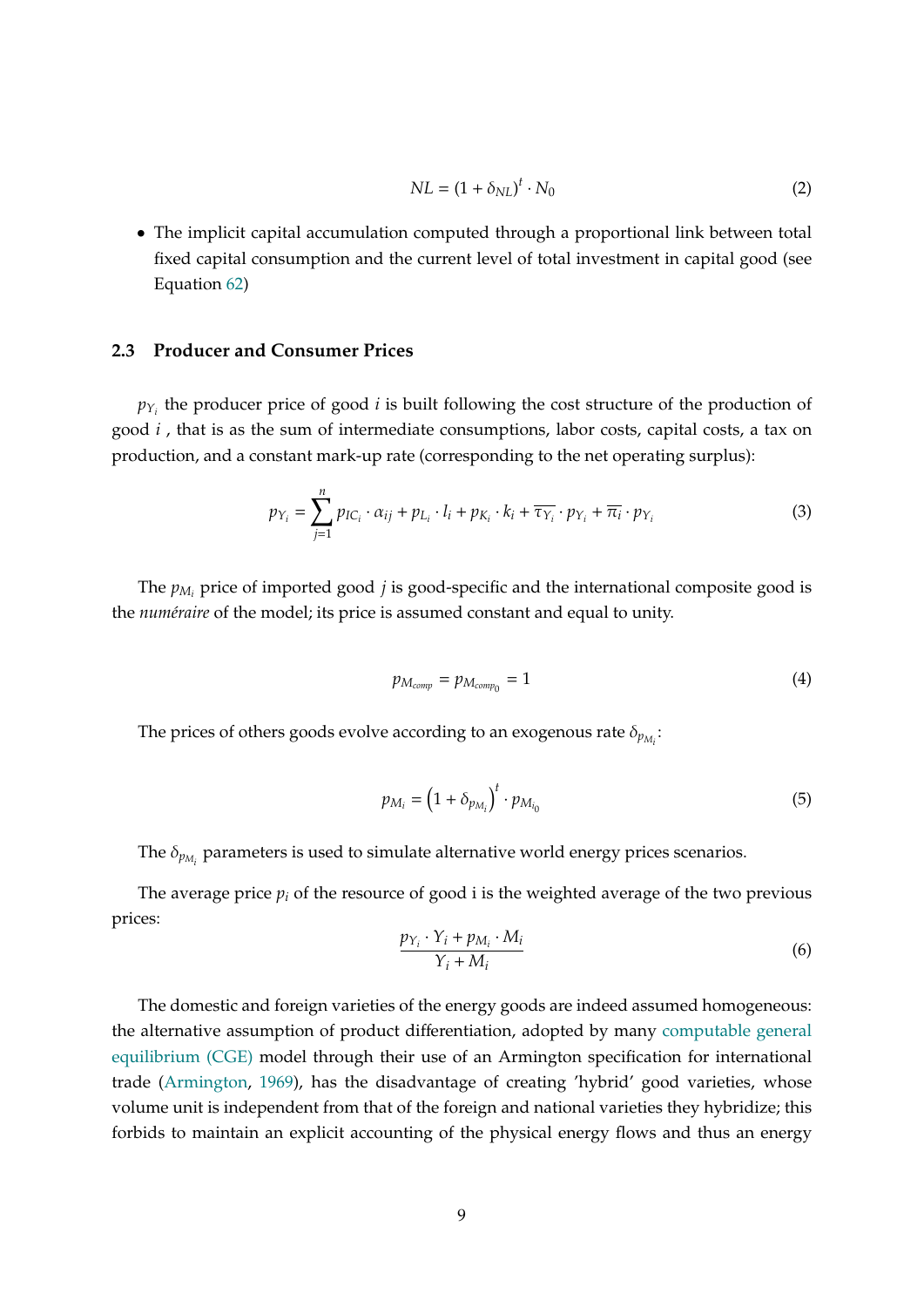$$NL = (1 + \delta_{NL})^t \cdot N_0 \tag{2}$$

- The implicit capital accumulation computed through a proportional link between total fixed capital consumption and the current level of total investment in capital good (see Equation 62)

### 2.3 Producer and Consumer Prices

$p_{Y_i}$ the producer price of good $i$ is built following the cost structure of the production of good $i$ , that is as the sum of intermediate consumptions, labor costs, capital costs, a tax on production, and a constant mark-up rate (corresponding to the net operating surplus):

$$p_{Y_i} = \sum_{j=1}^{n} p_{IC_i} \cdot \alpha_{ij} + p_{L_i} \cdot l_i + p_{K_i} \cdot k_i + \overline{\tau_{Y_i}} \cdot p_{Y_i} + \overline{\pi_i} \cdot p_{Y_i} \tag{3}$$

The $p_{M_i}$ price of imported good $j$ is good-specific and the international composite good is the *numéraire* of the model; its price is assumed constant and equal to unity.

$$p_{M_{comp}} = p_{M_{comp_0}} = 1 \tag{4}$$

The prices of others goods evolve according to an exogenous rate $\delta_{p_{M_i}}$:

$$p_{M_i} = \left(1 + \delta_{p_{M_i}}\right)^t \cdot p_{M_{i_0}} \tag{5}$$

The $\delta_{p_{M_i}}$ parameters is used to simulate alternative world energy prices scenarios.

The average price $p_i$ of the resource of good i is the weighted average of the two previous prices:

$$\frac{p_{Y_i} \cdot Y_i + p_{M_i} \cdot M_i}{Y_i + M_i} \tag{6}$$

The domestic and foreign varieties of the energy goods are indeed assumed homogeneous: the alternative assumption of product differentiation, adopted by many computable general equilibrium (CGE) model through their use of an Armington specification for international trade (Armington, 1969), has the disadvantage of creating 'hybrid' good varieties, whose volume unit is independent from that of the foreign and national varieties they hybridize; this forbids to maintain an explicit accounting of the physical energy flows and thus an energy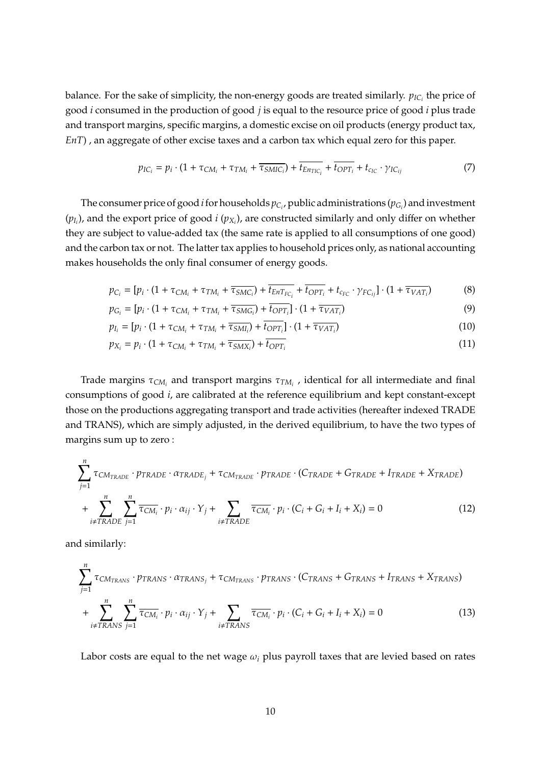balance. For the sake of simplicity, the non-energy goods are treated similarly. $p_{IC_i}$ the price of good $i$ consumed in the production of good $j$ is equal to the resource price of good $i$ plus trade and transport margins, specific margins, a domestic excise on oil products (energy product tax, $EnT$) , an aggregate of other excise taxes and a carbon tax which equal zero for this paper.

$$p_{IC_i} = p_i \cdot (1 + \tau_{CM_i} + \tau_{TM_i} + \overline{\tau_{SMIC_i}}) + \overline{t_{EnT_{IC_i}}} + \overline{t_{OPT_i}} + t_{c_{IC}} \cdot \gamma_{IC_{ij}} \tag{7}$$

The consumer price of good $i$ for households $p_{C_i}$, public administrations ($p_{G_i}$) and investment ($p_{I_i}$), and the export price of good $i$ ($p_{X_i}$), are constructed similarly and only differ on whether they are subject to value-added tax (the same rate is applied to all consumptions of one good) and the carbon tax or not. The latter tax applies to household prices only, as national accounting makes households the only final consumer of energy goods.

$$p_{C_i} = [p_i \cdot (1 + \tau_{CM_i} + \tau_{TM_i} + \overline{\tau_{SMC_i}}) + \overline{t_{EnT_{FC_i}}} + \overline{t_{OPT_i}} + t_{c_{FC}} \cdot \gamma_{FC_{ij}}] \cdot (1 + \overline{\tau_{VAT_i}}) \tag{8}$$

$$p_{G_i} = [p_i \cdot (1 + \tau_{CM_i} + \tau_{TM_i} + \overline{\tau_{SMG_i}}) + \overline{t_{OPT_i}}] \cdot (1 + \overline{\tau_{VAT_i}}) \tag{9}$$

$$p_{I_i} = [p_i \cdot (1 + \tau_{CM_i} + \tau_{TM_i} + \overline{\tau_{SMI_i}}) + \overline{t_{OPT_i}}] \cdot (1 + \overline{\tau_{VAT_i}}) \tag{10}$$

$$p_{X_i} = p_i \cdot (1 + \tau_{CM_i} + \tau_{TM_i} + \overline{\tau_{SMX_i}}) + \overline{t_{OPT_i}} \tag{11}$$

Trade margins $\tau_{CM_i}$ and transport margins $\tau_{TM_i}$ , identical for all intermediate and final consumptions of good $i$, are calibrated at the reference equilibrium and kept constant-except those on the productions aggregating transport and trade activities (hereafter indexed TRADE and TRANS), which are simply adjusted, in the derived equilibrium, to have the two types of margins sum up to zero :

$$\sum_{j=1}^{n} \tau_{CM_{TRADE}} \cdot p_{TRADE} \cdot \alpha_{TRADE_j} + \tau_{CM_{TRADE}} \cdot p_{TRADE} \cdot (C_{TRADE} + G_{TRADE} + I_{TRADE} + X_{TRADE})$$
$$+ \sum_{i \neq TRADE}^{n} \sum_{j=1}^{n} \overline{\tau_{CM_i}} \cdot p_i \cdot \alpha_{ij} \cdot Y_j + \sum_{i \neq TRADE} \overline{\tau_{CM_i}} \cdot p_i \cdot (C_i + G_i + I_i + X_i) = 0 \tag{12}$$

and similarly:

$$\sum_{j=1}^{n} \tau_{CM_{TRANS}} \cdot p_{TRANS} \cdot \alpha_{TRANS_j} + \tau_{CM_{TRANS}} \cdot p_{TRANS} \cdot (C_{TRANS} + G_{TRANS} + I_{TRANS} + X_{TRANS})$$
$$+ \sum_{i \neq TRANS}^{n} \sum_{j=1}^{n} \overline{\tau_{CM_i}} \cdot p_i \cdot \alpha_{ij} \cdot Y_j + \sum_{i \neq TRANS} \overline{\tau_{CM_i}} \cdot p_i \cdot (C_i + G_i + I_i + X_i) = 0 \tag{13}$$

Labor costs are equal to the net wage $\omega_i$ plus payroll taxes that are levied based on rates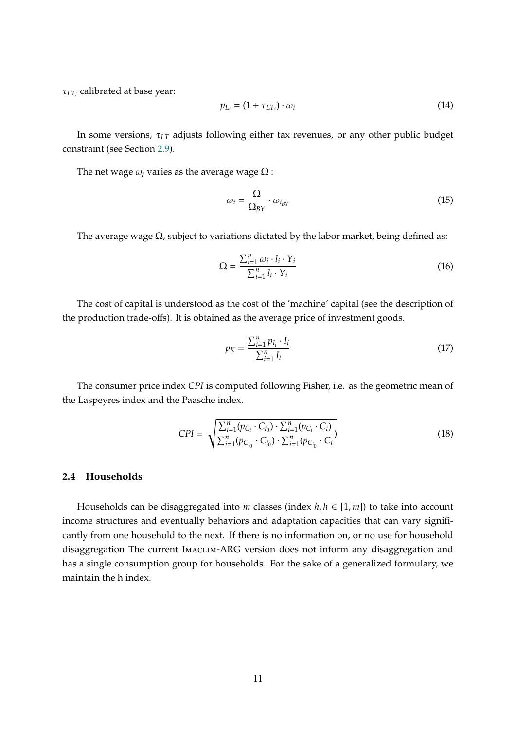$\tau_{LT_i}$ calibrated at base year:

$$p_{L_i} = (1 + \overline{\tau_{LT_i}}) \cdot \omega_i \tag{14}$$

In some versions, $\tau_{LT}$ adjusts following either tax revenues, or any other public budget constraint (see Section 2.9).

The net wage $\omega_i$ varies as the average wage $\Omega$ :

$$\omega_i = \frac{\Omega}{\Omega_{BY}} \cdot \omega_{i_{BY}} \tag{15}$$

The average wage $\Omega$, subject to variations dictated by the labor market, being defined as:

$$\Omega = \frac{\sum_{i=1}^{n} \omega_i \cdot l_i \cdot Y_i}{\sum_{i=1}^{n} l_i \cdot Y_i} \tag{16}$$

The cost of capital is understood as the cost of the 'machine' capital (see the description of the production trade-offs). It is obtained as the average price of investment goods.

$$p_K = \frac{\sum_{i=1}^{n} p_{I_i} \cdot I_i}{\sum_{i=1}^{n} I_i} \tag{17}$$

The consumer price index *CPI* is computed following Fisher, i.e. as the geometric mean of the Laspeyres index and the Paasche index.

$$CPI = \sqrt{\frac{\sum_{i=1}^{n}(p_{C_i} \cdot C_{i_0}) \cdot \sum_{i=1}^{n}(p_{C_i} \cdot C_i)}{\sum_{i=1}^{n}(p_{C_{i_0}} \cdot C_{i_0}) \cdot \sum_{i=1}^{n}(p_{C_{i_0}} \cdot C_i})} \tag{18}$$

### 2.4 Households

Households can be disaggregated into $m$ classes (index $h, h \in [1, m]$) to take into account income structures and eventually behaviors and adaptation capacities that can vary significantly from one household to the next. If there is no information on, or no use for household disaggregation The current Imaclim-ARG version does not inform any disaggregation and has a single consumption group for households. For the sake of a generalized formulary, we maintain the h index.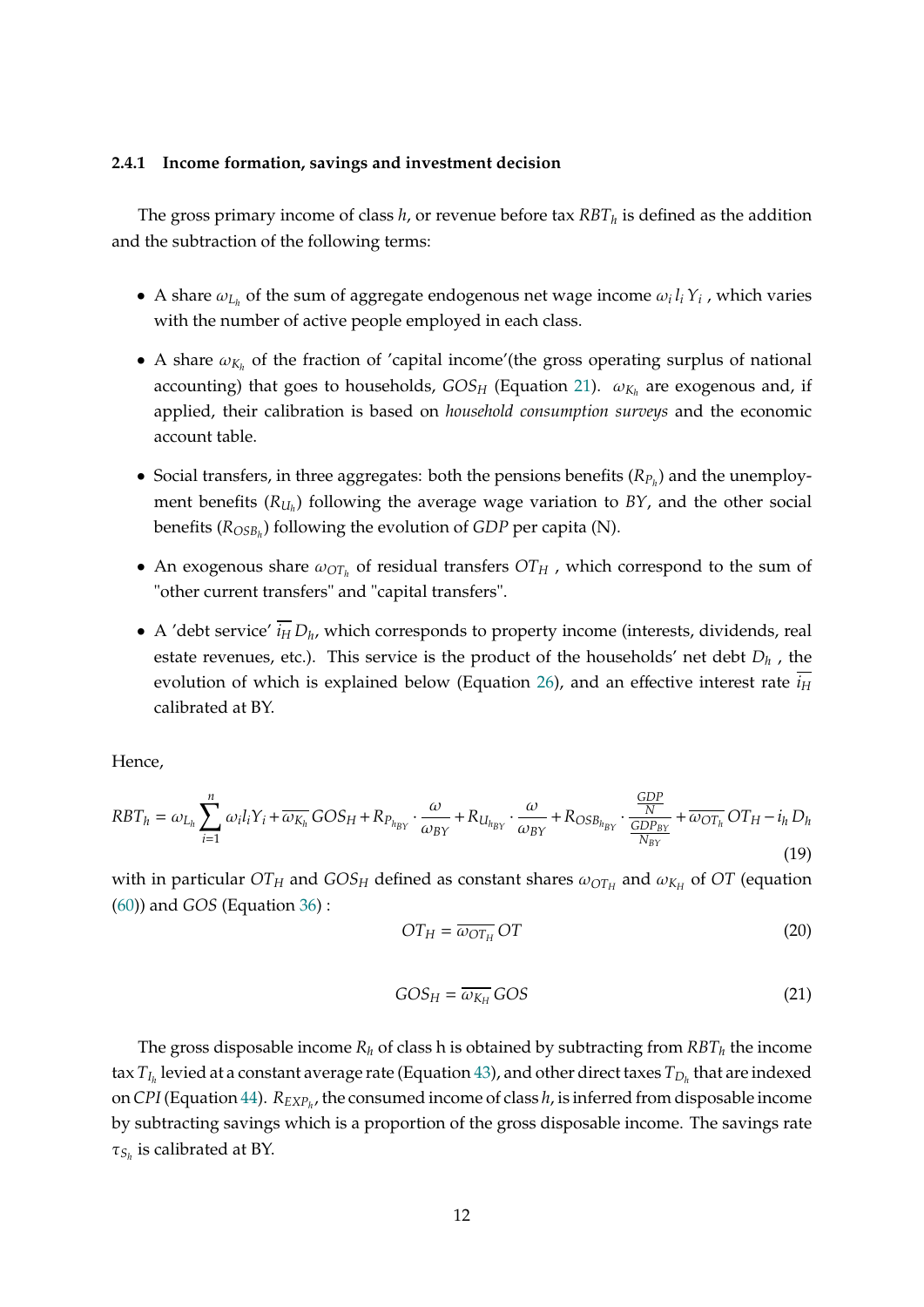### 2.4.1 Income formation, savings and investment decision

The gross primary income of class $h$, or revenue before tax $RBT_h$ is defined as the addition and the subtraction of the following terms:

- A share $\omega_{L_h}$ of the sum of aggregate endogenous net wage income $\omega_i \, l_i \, Y_i$ , which varies with the number of active people employed in each class.
- A share $\omega_{K_h}$ of the fraction of 'capital income'(the gross operating surplus of national accounting) that goes to households, $GOS_H$ (Equation 21). $\omega_{K_h}$ are exogenous and, if applied, their calibration is based on *household consumption surveys* and the economic account table.
- Social transfers, in three aggregates: both the pensions benefits ($R_{P_h}$) and the unemployment benefits ($R_{U_h}$) following the average wage variation to $BY$, and the other social benefits ($R_{OSB_h}$) following the evolution of $GDP$ per capita (N).
- An exogenous share $\omega_{OT_h}$ of residual transfers $OT_H$ , which correspond to the sum of "other current transfers" and "capital transfers".
- A 'debt service' $\overline{i_H} \, D_h$, which corresponds to property income (interests, dividends, real estate revenues, etc.). This service is the product of the households' net debt $D_h$ , the evolution of which is explained below (Equation 26), and an effective interest rate $\overline{i_H}$ calibrated at BY.

Hence,

$$RBT_h = \omega_{L_h} \sum_{i=1}^{n} \omega_i l_i Y_i + \overline{\omega_{K_h}} \, GOS_H + R_{P_{h_{BY}}} \cdot \frac{\omega}{\omega_{BY}} + R_{U_{h_{BY}}} \cdot \frac{\omega}{\omega_{BY}} + R_{OSB_{h_{BY}}} \cdot \frac{\frac{GDP}{N}}{\frac{GDP_{BY}}{N_{BY}}} + \overline{\omega_{OT_h}} \, OT_H - i_h \, D_h \tag{19}$$

with in particular $OT_H$ and $GOS_H$ defined as constant shares $\omega_{OT_H}$ and $\omega_{K_H}$ of $OT$ (equation (60)) and $GOS$ (Equation 36) :

$$OT_H = \overline{\omega_{OT_H}} \, OT \tag{20}$$

$$GOS_H = \overline{\omega_{K_H}} \, GOS \tag{21}$$

The gross disposable income $R_h$ of class h is obtained by subtracting from $RBT_h$ the income tax $T_{I_h}$ levied at a constant average rate (Equation 43), and other direct taxes $T_{D_h}$ that are indexed on $CPI$ (Equation 44). $R_{EXP_h}$, the consumed income of class $h$, is inferred from disposable income by subtracting savings which is a proportion of the gross disposable income. The savings rate $\tau_{S_h}$ is calibrated at BY.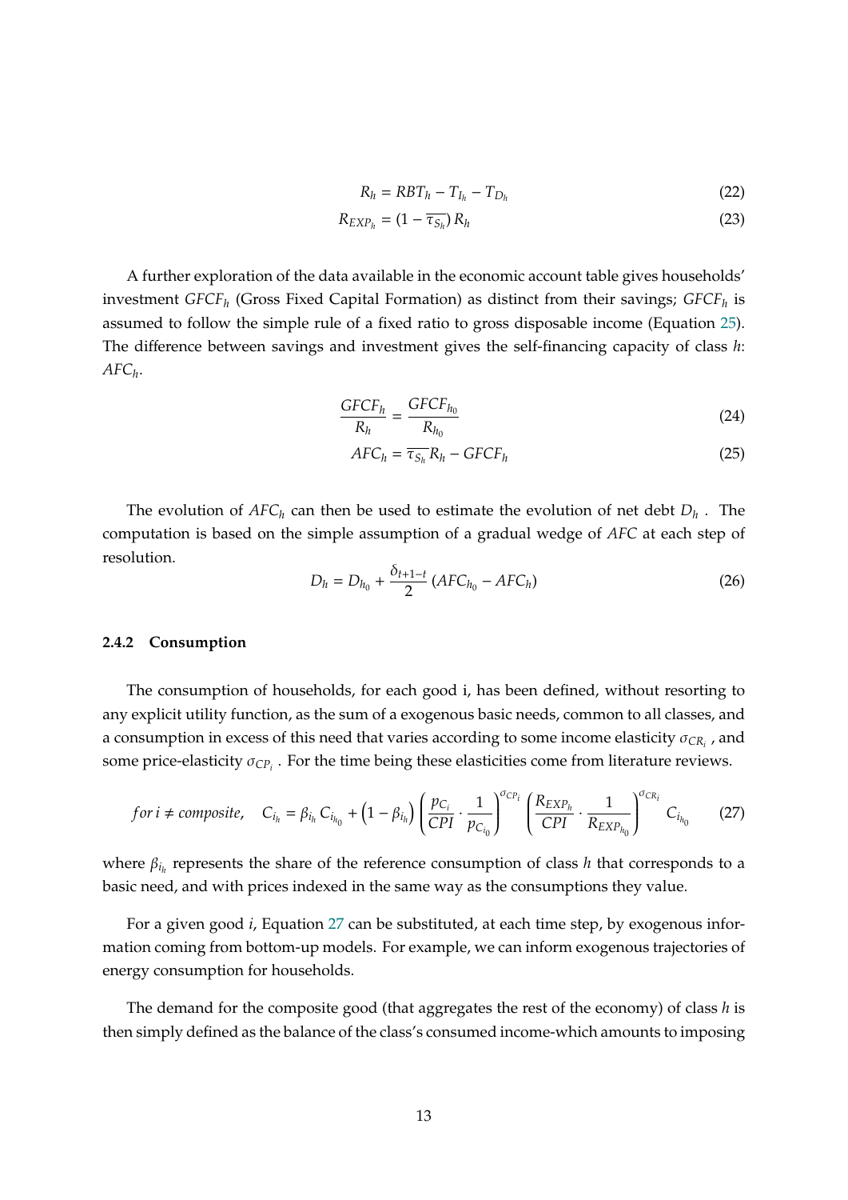$$R_h = RBT_h - T_{I_h} - T_{D_h} \tag{22}$$

$$R_{EXP_h} = (1 - \overline{\tau_{S_h}})\, R_h \tag{23}$$

A further exploration of the data available in the economic account table gives households' investment $GFCF_h$ (Gross Fixed Capital Formation) as distinct from their savings; $GFCF_h$ is assumed to follow the simple rule of a fixed ratio to gross disposable income (Equation 25). The difference between savings and investment gives the self-financing capacity of class $h$: $AFC_h$.

$$\frac{GFCF_h}{R_h} = \frac{GFCF_{h_0}}{R_{h_0}} \tag{24}$$

$$AFC_h = \overline{\tau_{S_h}} R_h - GFCF_h \tag{25}$$

The evolution of $AFC_h$ can then be used to estimate the evolution of net debt $D_h$ . The computation is based on the simple assumption of a gradual wedge of $AFC$ at each step of resolution.

$$D_h = D_{h_0} + \frac{\delta_{t+1-t}}{2}\,(AFC_{h_0} - AFC_h) \tag{26}$$

### 2.4.2 Consumption

The consumption of households, for each good i, has been defined, without resorting to any explicit utility function, as the sum of a exogenous basic needs, common to all classes, and a consumption in excess of this need that varies according to some income elasticity $\sigma_{CR_i}$ , and some price-elasticity $\sigma_{CP_i}$ . For the time being these elasticities come from literature reviews.

$$for\ i \neq composite, \quad C_{i_h} = \beta_{i_h}\, C_{i_{h_0}} + \left(1 - \beta_{i_h}\right) \left(\frac{p_{C_i}}{CPI} \cdot \frac{1}{p_{C_{i_0}}}\right)^{\sigma_{CP_i}} \left(\frac{R_{EXP_h}}{CPI} \cdot \frac{1}{R_{EXP_{h_0}}}\right)^{\sigma_{CR_i}} C_{i_{h_0}} \tag{27}$$

where $\beta_{i_h}$ represents the share of the reference consumption of class $h$ that corresponds to a basic need, and with prices indexed in the same way as the consumptions they value.

For a given good $i$, Equation 27 can be substituted, at each time step, by exogenous information coming from bottom-up models. For example, we can inform exogenous trajectories of energy consumption for households.

The demand for the composite good (that aggregates the rest of the economy) of class $h$ is then simply defined as the balance of the class's consumed income-which amounts to imposing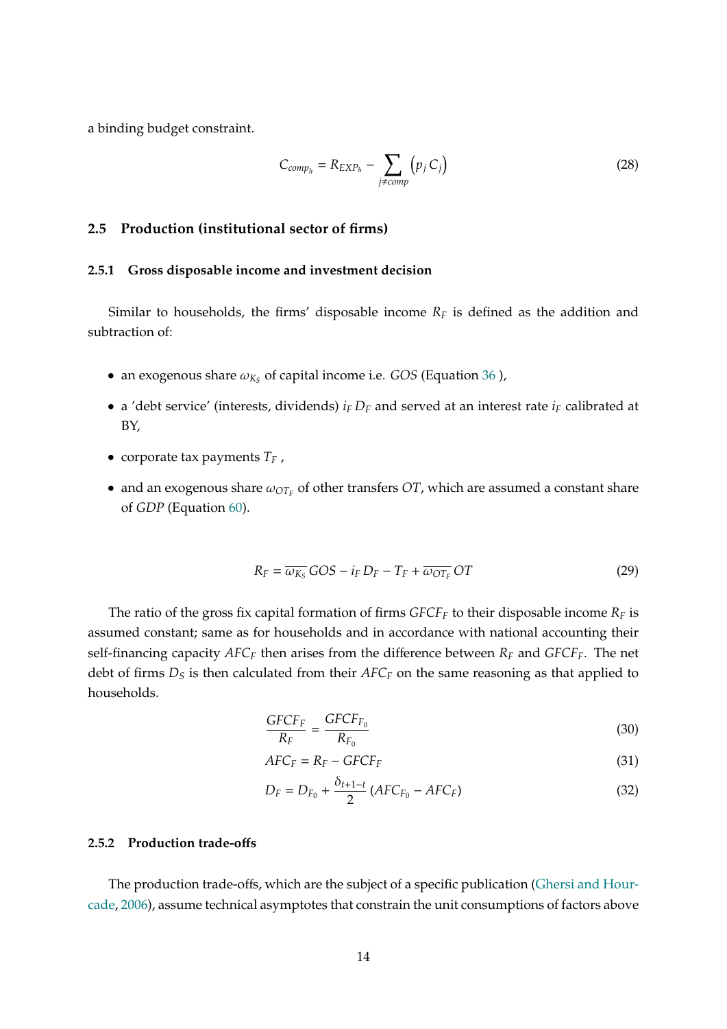a binding budget constraint.

$$C_{comp_h} = R_{EXP_h} - \sum_{j \neq comp} \left( p_j \, C_j \right) \tag{28}$$

### 2.5 Production (institutional sector of firms)

#### 2.5.1 Gross disposable income and investment decision

Similar to households, the firms' disposable income $R_F$ is defined as the addition and subtraction of:

- an exogenous share $\omega_{K_S}$ of capital income i.e. $GOS$ (Equation 36 ),
- a 'debt service' (interests, dividends) $i_F \, D_F$ and served at an interest rate $i_F$ calibrated at BY,
- corporate tax payments $T_F$ ,
- and an exogenous share $\omega_{OT_F}$ of other transfers $OT$, which are assumed a constant share of $GDP$ (Equation 60).

$$R_F = \overline{\omega_{K_S}} \, GOS - i_F \, D_F - T_F + \overline{\omega_{OT_F}} \, OT \tag{29}$$

The ratio of the gross fix capital formation of firms $GFCF_F$ to their disposable income $R_F$ is assumed constant; same as for households and in accordance with national accounting their self-financing capacity $AFC_F$ then arises from the difference between $R_F$ and $GFCF_F$. The net debt of firms $D_S$ is then calculated from their $AFC_F$ on the same reasoning as that applied to households.

$$\frac{GFCF_F}{R_F} = \frac{GFCF_{F_0}}{R_{F_0}} \tag{30}$$

$$AFC_F = R_F - GFCF_F \tag{31}$$

$$D_F = D_{F_0} + \frac{\delta_{t+1-t}}{2} \left( AFC_{F_0} - AFC_F \right) \tag{32}$$

#### 2.5.2 Production trade-offs

The production trade-offs, which are the subject of a specific publication (Ghersi and Hourcade, 2006), assume technical asymptotes that constrain the unit consumptions of factors above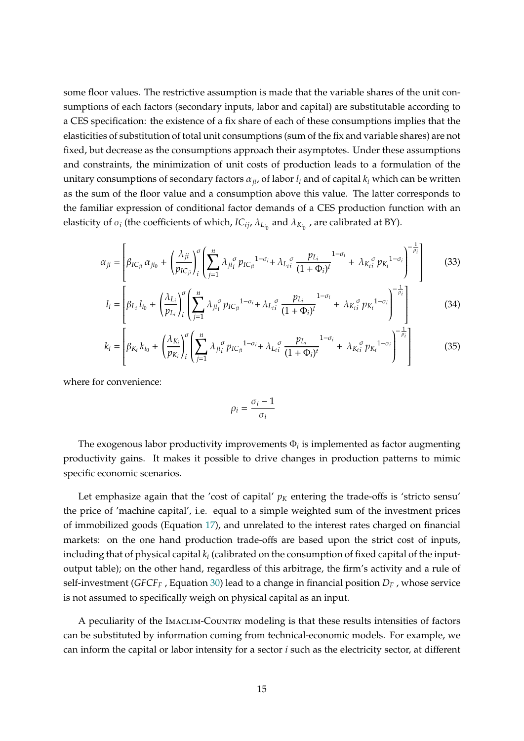some floor values. The restrictive assumption is made that the variable shares of the unit consumptions of each factors (secondary inputs, labor and capital) are substitutable according to a CES specification: the existence of a fix share of each of these consumptions implies that the elasticities of substitution of total unit consumptions (sum of the fix and variable shares) are not fixed, but decrease as the consumptions approach their asymptotes. Under these assumptions and constraints, the minimization of unit costs of production leads to a formulation of the unitary consumptions of secondary factors $\alpha_{ji}$, of labor $l_i$ and of capital $k_i$ which can be written as the sum of the floor value and a consumption above this value. The latter corresponds to the familiar expression of conditional factor demands of a CES production function with an elasticity of $\sigma_i$ (the coefficients of which, $IC_{ij}$, $\lambda_{L_{i_0}}$ and $\lambda_{K_{i_0}}$ , are calibrated at BY).

$$\alpha_{ji} = \left[ \beta_{IC_{ji}}\, \alpha_{ji_0} + \left(\frac{\lambda_{ji}}{p_{IC_{ji}}}\right)_i^{\sigma} \left( \sum_{j=1}^{n} \lambda_{ji}{}_i^{\sigma}\, p_{IC_{ji}}{}^{1-\sigma_i} + \lambda_{L_i}{}_i^{\sigma} \, \frac{p_{L_i}}{(1+\Phi_i)^t}{}^{1-\sigma_i} + \lambda_{K_i}{}_i^{\sigma}\, p_{K_i}{}^{1-\sigma_i} \right)^{-\frac{1}{\rho_i}} \right] \tag{33}$$

$$l_i = \left[ \beta_{L_i}\, l_{i_0} + \left(\frac{\lambda_{L_i}}{p_{L_i}}\right)_i^{\sigma} \left( \sum_{j=1}^{n} \lambda_{ji}{}_i^{\sigma}\, p_{IC_{ji}}{}^{1-\sigma_i} + \lambda_{L_i}{}_i^{\sigma} \, \frac{p_{L_i}}{(1+\Phi_i)^t}{}^{1-\sigma_i} + \lambda_{K_i}{}_i^{\sigma}\, p_{K_i}{}^{1-\sigma_i} \right)^{-\frac{1}{\rho_i}} \right] \tag{34}$$

$$k_i = \left[ \beta_{K_i}\, k_{i_0} + \left(\frac{\lambda_{K_i}}{p_{K_i}}\right)_i^{\sigma} \left( \sum_{j=1}^{n} \lambda_{ji}{}_i^{\sigma}\, p_{IC_{ji}}{}^{1-\sigma_i} + \lambda_{L_i}{}_i^{\sigma} \, \frac{p_{L_i}}{(1+\Phi_i)^t}{}^{1-\sigma_i} + \lambda_{K_i}{}_i^{\sigma}\, p_{K_i}{}^{1-\sigma_i} \right)^{-\frac{1}{\rho_i}} \right] \tag{35}$$

where for convenience:

$$\rho_i = \frac{\sigma_i - 1}{\sigma_i}$$

The exogenous labor productivity improvements $\Phi_i$ is implemented as factor augmenting productivity gains. It makes it possible to drive changes in production patterns to mimic specific economic scenarios.

Let emphasize again that the 'cost of capital' $p_K$ entering the trade-offs is 'stricto sensu' the price of 'machine capital', i.e. equal to a simple weighted sum of the investment prices of immobilized goods (Equation 17), and unrelated to the interest rates charged on financial markets: on the one hand production trade-offs are based upon the strict cost of inputs, including that of physical capital $k_i$ (calibrated on the consumption of fixed capital of the input-output table); on the other hand, regardless of this arbitrage, the firm's activity and a rule of self-investment ($GFCF_F$ , Equation 30) lead to a change in financial position $D_F$ , whose service is not assumed to specifically weigh on physical capital as an input.

A peculiarity of the Imaclim-Country modeling is that these results intensities of factors can be substituted by information coming from technical-economic models. For example, we can inform the capital or labor intensity for a sector $i$ such as the electricity sector, at different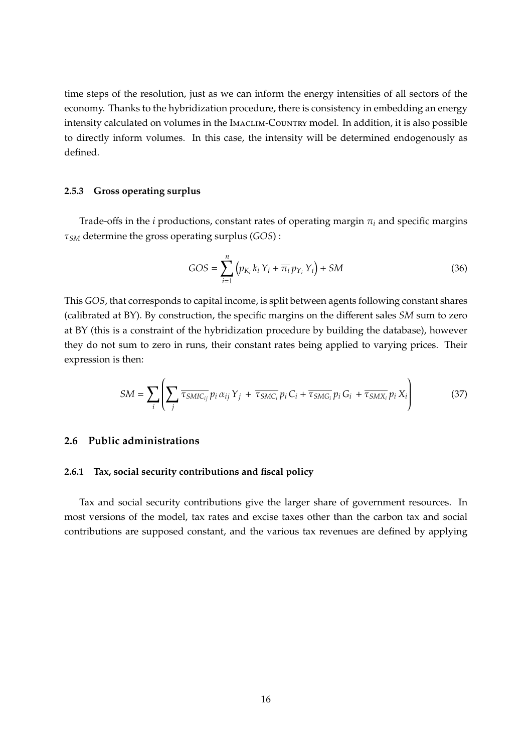time steps of the resolution, just as we can inform the energy intensities of all sectors of the economy. Thanks to the hybridization procedure, there is consistency in embedding an energy intensity calculated on volumes in the Imaclim-Country model. In addition, it is also possible to directly inform volumes. In this case, the intensity will be determined endogenously as defined.

### 2.5.3 Gross operating surplus

Trade-offs in the $i$ productions, constant rates of operating margin $\pi_i$ and specific margins $\tau_{SM}$ determine the gross operating surplus ($GOS$) :

$$GOS = \sum_{i=1}^{n} \left( p_{K_i} \, k_i \, Y_i + \overline{\pi_i} \, p_{Y_i} \, Y_i \right) + SM \tag{36}$$

This $GOS$, that corresponds to capital income, is split between agents following constant shares (calibrated at BY). By construction, the specific margins on the different sales $SM$ sum to zero at BY (this is a constraint of the hybridization procedure by building the database), however they do not sum to zero in runs, their constant rates being applied to varying prices. Their expression is then:

$$SM = \sum_i \left( \sum_j \overline{\tau_{SMIC_{ij}}} \, p_i \, \alpha_{ij} \, Y_j \; + \; \overline{\tau_{SMC_i}} \, p_i \, C_i + \overline{\tau_{SMG_i}} \, p_i \, G_i \; + \overline{\tau_{SMX_i}} \, p_i \, X_i \right) \tag{37}$$

## 2.6 Public administrations

### 2.6.1 Tax, social security contributions and fiscal policy

Tax and social security contributions give the larger share of government resources. In most versions of the model, tax rates and excise taxes other than the carbon tax and social contributions are supposed constant, and the various tax revenues are defined by applying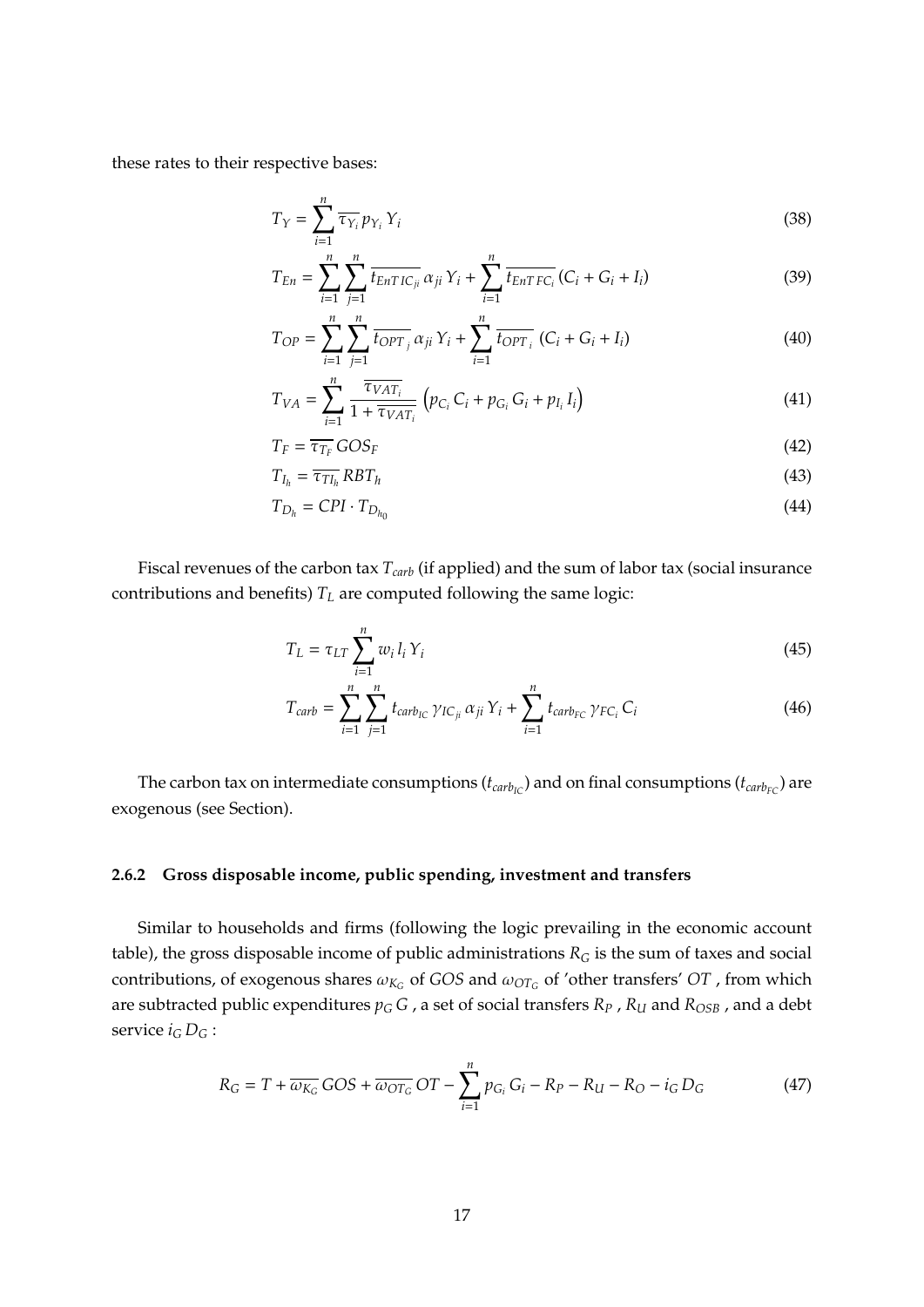these rates to their respective bases:

$$T_Y = \sum_{i=1}^{n} \overline{\tau_{Y_i}} \, p_{Y_i} \, Y_i \tag{38}$$

$$T_{En} = \sum_{i=1}^{n} \sum_{j=1}^{n} \overline{t_{EnT\,IC_{ji}}} \, \alpha_{ji} \, Y_i + \sum_{i=1}^{n} \overline{t_{EnT\,FC_i}} \, (C_i + G_i + I_i) \tag{39}$$

$$T_{OP} = \sum_{i=1}^{n} \sum_{j=1}^{n} \overline{t_{OPT_j}} \, \alpha_{ji} \, Y_i + \sum_{i=1}^{n} \overline{t_{OPT_i}} \, (C_i + G_i + I_i) \tag{40}$$

$$T_{VA} = \sum_{i=1}^{n} \frac{\overline{\tau_{VAT_i}}}{1 + \overline{\tau_{VAT_i}}} \left( p_{C_i} \, C_i + p_{G_i} \, G_i + p_{I_i} \, I_i \right) \tag{41}$$

$$T_F = \overline{\tau_{T_F}} \, GOS_F \tag{42}$$

$$T_{I_h} = \overline{\tau_{TI_h}} \, RBT_h \tag{43}$$

$$T_{D_h} = CPI \cdot T_{D_{h_0}} \tag{44}$$

Fiscal revenues of the carbon tax $T_{carb}$ (if applied) and the sum of labor tax (social insurance contributions and benefits) $T_L$ are computed following the same logic:

$$T_L = \tau_{LT} \sum_{i=1}^{n} w_i \, l_i \, Y_i \tag{45}$$

$$T_{carb} = \sum_{i=1}^{n} \sum_{j=1}^{n} t_{carb_{IC}} \, \gamma_{IC_{ji}} \, \alpha_{ji} \, Y_i + \sum_{i=1}^{n} t_{carb_{FC}} \, \gamma_{FC_i} \, C_i \tag{46}$$

The carbon tax on intermediate consumptions ($t_{carb_{IC}}$) and on final consumptions ($t_{carb_{FC}}$) are exogenous (see Section).

### 2.6.2 Gross disposable income, public spending, investment and transfers

Similar to households and firms (following the logic prevailing in the economic account table), the gross disposable income of public administrations $R_G$ is the sum of taxes and social contributions, of exogenous shares $\omega_{K_G}$ of $GOS$ and $\omega_{OT_G}$ of 'other transfers' $OT$ , from which are subtracted public expenditures $p_G \, G$ , a set of social transfers $R_P$ , $R_U$ and $R_{OSB}$ , and a debt service $i_G \, D_G$ :

$$R_G = T + \overline{\omega_{K_G}} \, GOS + \overline{\omega_{OT_G}} \, OT - \sum_{i=1}^{n} p_{G_i} \, G_i - R_P - R_U - R_O - i_G \, D_G \tag{47}$$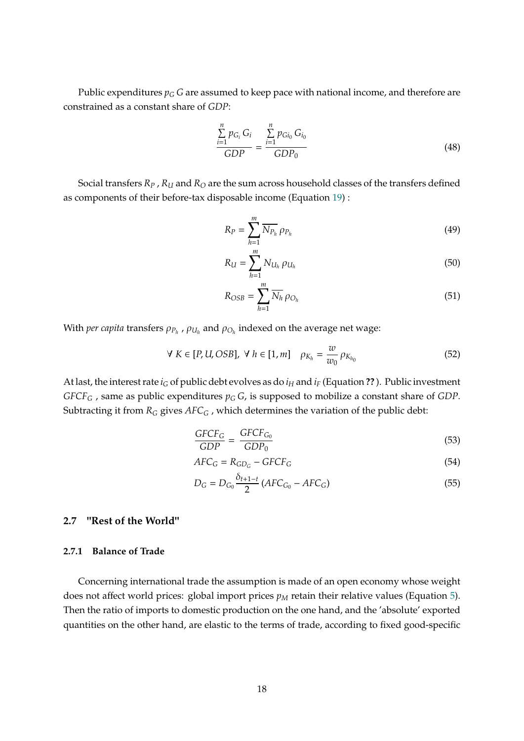Public expenditures $p_G\,G$ are assumed to keep pace with national income, and therefore are constrained as a constant share of *GDP*:

$$\frac{\sum_{i=1}^{n} p_{G_i}\,G_i}{GDP} = \frac{\sum_{i=1}^{n} p_{Gi_0}\,G_{i_0}}{GDP_0} \tag{48}$$

Social transfers $R_P$ , $R_U$ and $R_O$ are the sum across household classes of the transfers defined as components of their before-tax disposable income (Equation 19) :

$$R_P = \sum_{h=1}^{m} \overline{N_{P_h}}\,\rho_{P_h} \tag{49}$$

$$R_U = \sum_{h=1}^{m} N_{U_h}\,\rho_{U_h} \tag{50}$$

$$R_{OSB} = \sum_{h=1}^{m} \overline{N_h}\,\rho_{O_h} \tag{51}$$

With *per capita* transfers $\rho_{P_h}$ , $\rho_{U_h}$ and $\rho_{O_h}$ indexed on the average net wage:

$$\forall\ K \in [P, U, OSB],\ \forall\ h \in [1, m] \quad \rho_{K_h} = \frac{w}{w_0}\,\rho_{K_{h_0}} \tag{52}$$

At last, the interest rate $i_G$ of public debt evolves as do $i_H$ and $i_F$ (Equation **??** ). Public investment $GFCF_G$ , same as public expenditures $p_G\,G$, is supposed to mobilize a constant share of *GDP*. Subtracting it from $R_G$ gives $AFC_G$ , which determines the variation of the public debt:

$$\frac{GFCF_G}{GDP} = \frac{GFCF_{G_0}}{GDP_0} \tag{53}$$

$$AFC_G = R_{GD_G} - GFCF_G \tag{54}$$

$$D_G = D_{G_0}\,\frac{\delta_{t+1-t}}{2}\,(AFC_{G_0} - AFC_G) \tag{55}$$

## 2.7 "Rest of the World"

### 2.7.1 Balance of Trade

Concerning international trade the assumption is made of an open economy whose weight does not affect world prices: global import prices $p_M$ retain their relative values (Equation 5). Then the ratio of imports to domestic production on the one hand, and the 'absolute' exported quantities on the other hand, are elastic to the terms of trade, according to fixed good-specific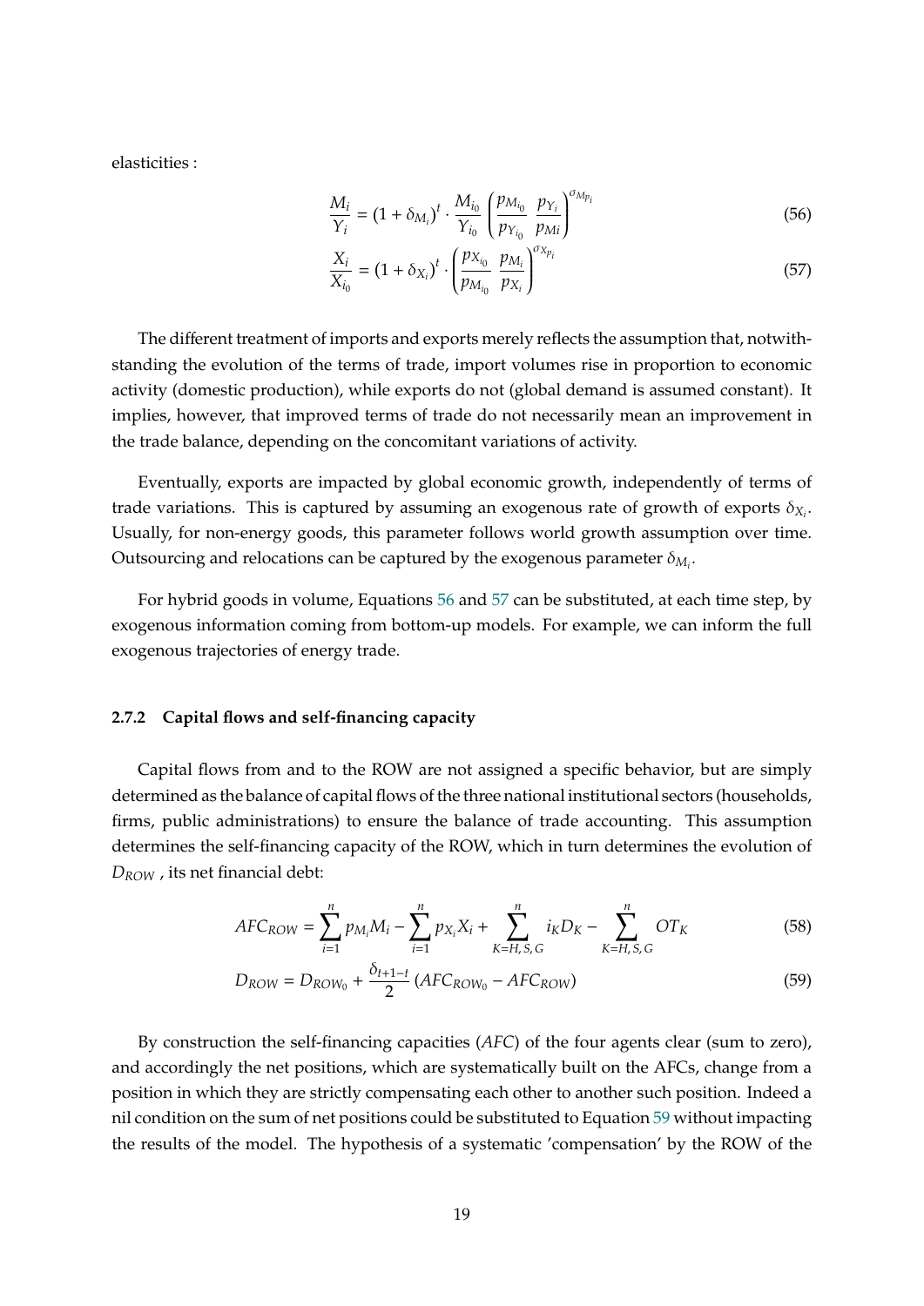elasticities :

$$\frac{M_i}{Y_i} = (1 + \delta_{M_i})^t \cdot \frac{M_{i_0}}{Y_{i_0}} \left( \frac{p_{M_{i_0}}}{p_{Y_{i_0}}} \frac{p_{Y_i}}{p_{Mi}} \right)^{\sigma_{M_{p_i}}} \tag{56}$$

$$\frac{X_i}{X_{i_0}} = (1 + \delta_{X_i})^t \cdot \left( \frac{p_{X_{i_0}}}{p_{M_{i_0}}} \frac{p_{M_i}}{p_{X_i}} \right)^{\sigma_{X_{p_i}}} \tag{57}$$

The different treatment of imports and exports merely reflects the assumption that, notwithstanding the evolution of the terms of trade, import volumes rise in proportion to economic activity (domestic production), while exports do not (global demand is assumed constant). It implies, however, that improved terms of trade do not necessarily mean an improvement in the trade balance, depending on the concomitant variations of activity.

Eventually, exports are impacted by global economic growth, independently of terms of trade variations. This is captured by assuming an exogenous rate of growth of exports $\delta_{X_i}$. Usually, for non-energy goods, this parameter follows world growth assumption over time. Outsourcing and relocations can be captured by the exogenous parameter $\delta_{M_i}$.

For hybrid goods in volume, Equations 56 and 57 can be substituted, at each time step, by exogenous information coming from bottom-up models. For example, we can inform the full exogenous trajectories of energy trade.

### 2.7.2 Capital flows and self-financing capacity

Capital flows from and to the ROW are not assigned a specific behavior, but are simply determined as the balance of capital flows of the three national institutional sectors (households, firms, public administrations) to ensure the balance of trade accounting. This assumption determines the self-financing capacity of the ROW, which in turn determines the evolution of $D_{ROW}$ , its net financial debt:

$$AFC_{ROW} = \sum_{i=1}^{n} p_{M_i} M_i - \sum_{i=1}^{n} p_{X_i} X_i + \sum_{K=H,S,G}^{n} i_K D_K - \sum_{K=H,S,G}^{n} OT_K \tag{58}$$

$$D_{ROW} = D_{ROW_0} + \frac{\delta_{t+1-t}}{2} (AFC_{ROW_0} - AFC_{ROW}) \tag{59}$$

By construction the self-financing capacities ($AFC$) of the four agents clear (sum to zero), and accordingly the net positions, which are systematically built on the AFCs, change from a position in which they are strictly compensating each other to another such position. Indeed a nil condition on the sum of net positions could be substituted to Equation 59 without impacting the results of the model. The hypothesis of a systematic 'compensation' by the ROW of the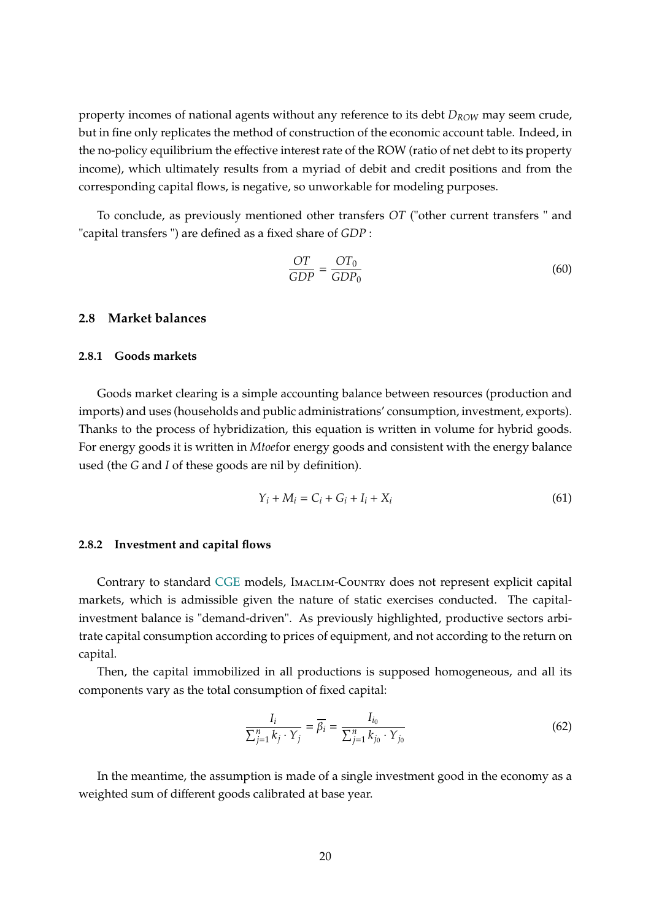property incomes of national agents without any reference to its debt $D_{ROW}$ may seem crude, but in fine only replicates the method of construction of the economic account table. Indeed, in the no-policy equilibrium the effective interest rate of the ROW (ratio of net debt to its property income), which ultimately results from a myriad of debit and credit positions and from the corresponding capital flows, is negative, so unworkable for modeling purposes.

To conclude, as previously mentioned other transfers $OT$ ("other current transfers " and "capital transfers ") are defined as a fixed share of $GDP$ :

$$\frac{OT}{GDP} = \frac{OT_0}{GDP_0} \tag{60}$$

## 2.8 Market balances

### 2.8.1 Goods markets

Goods market clearing is a simple accounting balance between resources (production and imports) and uses (households and public administrations' consumption, investment, exports). Thanks to the process of hybridization, this equation is written in volume for hybrid goods. For energy goods it is written in *Mtoe*for energy goods and consistent with the energy balance used (the $G$ and $I$ of these goods are nil by definition).

$$Y_i + M_i = C_i + G_i + I_i + X_i \tag{61}$$

### 2.8.2 Investment and capital flows

Contrary to standard CGE models, Imaclim-Country does not represent explicit capital markets, which is admissible given the nature of static exercises conducted. The capital-investment balance is "demand-driven". As previously highlighted, productive sectors arbitrate capital consumption according to prices of equipment, and not according to the return on capital.

Then, the capital immobilized in all productions is supposed homogeneous, and all its components vary as the total consumption of fixed capital:

$$\frac{I_i}{\sum_{j=1}^{n} k_j \cdot Y_j} = \overline{\beta_i} = \frac{I_{i_0}}{\sum_{j=1}^{n} k_{j_0} \cdot Y_{j_0}} \tag{62}$$

In the meantime, the assumption is made of a single investment good in the economy as a weighted sum of different goods calibrated at base year.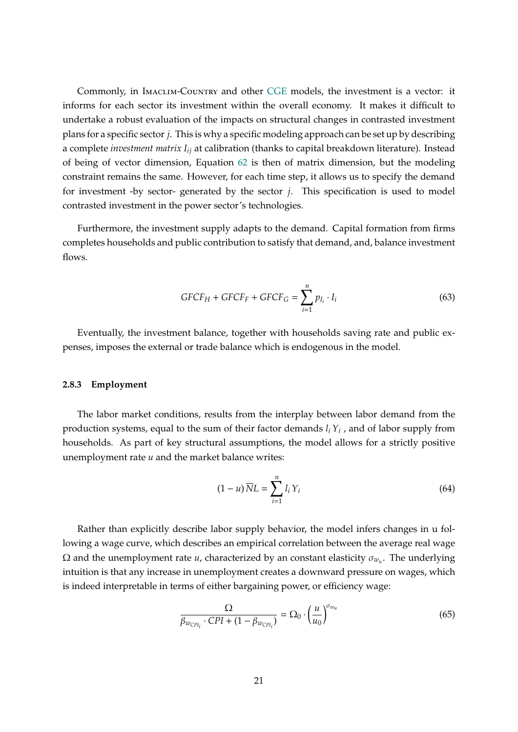Commonly, in Imaclim-Country and other CGE models, the investment is a vector: it informs for each sector its investment within the overall economy. It makes it difficult to undertake a robust evaluation of the impacts on structural changes in contrasted investment plans for a specific sector $j$. This is why a specific modeling approach can be set up by describing a complete *investment matrix* $I_{ij}$ at calibration (thanks to capital breakdown literature). Instead of being of vector dimension, Equation 62 is then of matrix dimension, but the modeling constraint remains the same. However, for each time step, it allows us to specify the demand for investment -by sector- generated by the sector $j$. This specification is used to model contrasted investment in the power sector's technologies.

Furthermore, the investment supply adapts to the demand. Capital formation from firms completes households and public contribution to satisfy that demand, and, balance investment flows.

$$GFCF_H + GFCF_F + GFCF_G = \sum_{i=1}^{n} p_{I_i} \cdot I_i \tag{63}$$

Eventually, the investment balance, together with households saving rate and public expenses, imposes the external or trade balance which is endogenous in the model.

### 2.8.3 Employment

The labor market conditions, results from the interplay between labor demand from the production systems, equal to the sum of their factor demands $l_i\, Y_i$ , and of labor supply from households. As part of key structural assumptions, the model allows for a strictly positive unemployment rate $u$ and the market balance writes:

$$(1-u)\,\overline{N}L = \sum_{i=1}^{n} l_i\, Y_i \tag{64}$$

Rather than explicitly describe labor supply behavior, the model infers changes in u following a wage curve, which describes an empirical correlation between the average real wage $\Omega$ and the unemployment rate $u$, characterized by an constant elasticity $\sigma_{w_u}$. The underlying intuition is that any increase in unemployment creates a downward pressure on wages, which is indeed interpretable in terms of either bargaining power, or efficiency wage:

$$\frac{\Omega}{\beta_{w_{CPI_i}} \cdot CPI + (1-\beta_{w_{CPI_i}})} = \Omega_0 \cdot \left(\frac{u}{u_0}\right)^{\sigma_{w_u}} \tag{65}$$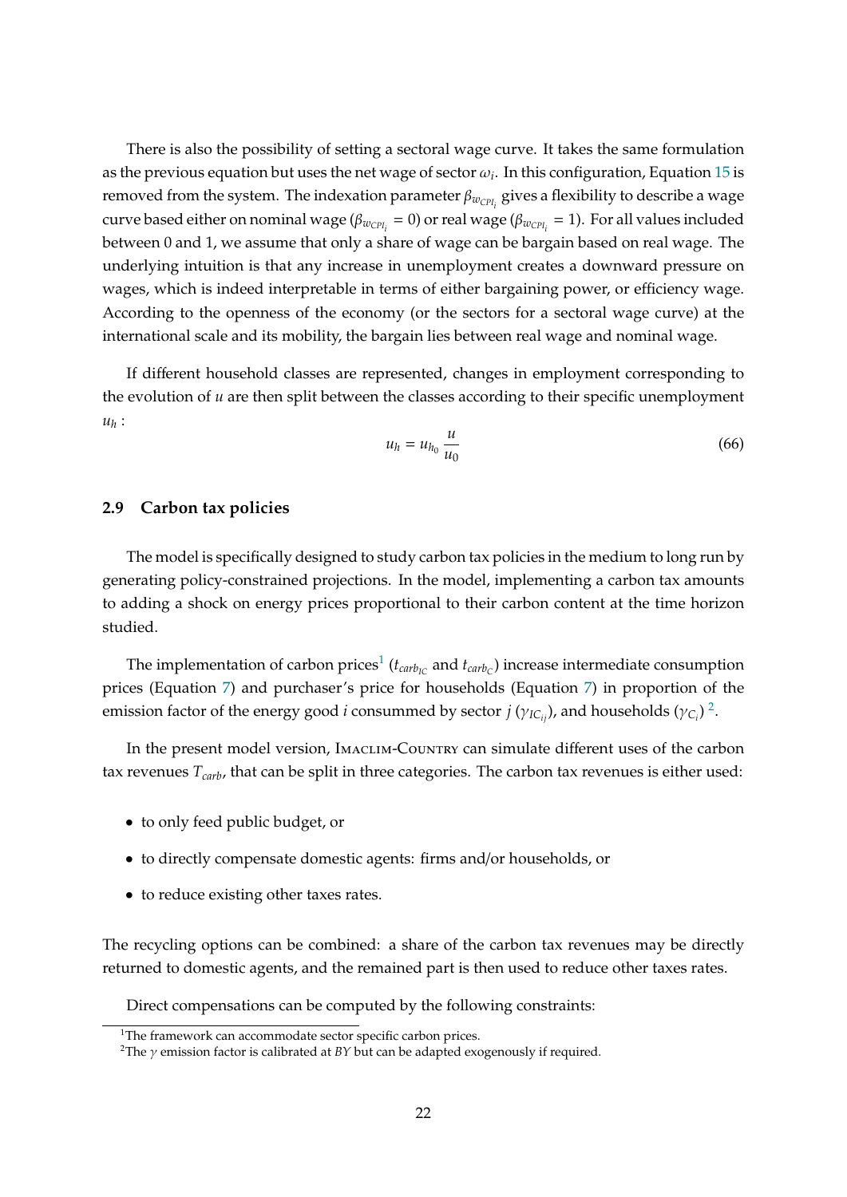There is also the possibility of setting a sectoral wage curve. It takes the same formulation as the previous equation but uses the net wage of sector $\omega_i$. In this configuration, Equation 15 is removed from the system. The indexation parameter $\beta_{w_{CPI_i}}$ gives a flexibility to describe a wage curve based either on nominal wage ($\beta_{w_{CPI_i}} = 0$) or real wage ($\beta_{w_{CPI_i}} = 1$). For all values included between 0 and 1, we assume that only a share of wage can be bargain based on real wage. The underlying intuition is that any increase in unemployment creates a downward pressure on wages, which is indeed interpretable in terms of either bargaining power, or efficiency wage. According to the openness of the economy (or the sectors for a sectoral wage curve) at the international scale and its mobility, the bargain lies between real wage and nominal wage.

If different household classes are represented, changes in employment corresponding to the evolution of $u$ are then split between the classes according to their specific unemployment $u_h$ :

$$u_h = u_{h_0} \frac{u}{u_0} \tag{66}$$

## 2.9 Carbon tax policies

The model is specifically designed to study carbon tax policies in the medium to long run by generating policy-constrained projections. In the model, implementing a carbon tax amounts to adding a shock on energy prices proportional to their carbon content at the time horizon studied.

The implementation of carbon prices[1] ($t_{carb_{IC}}$ and $t_{carb_C}$) increase intermediate consumption prices (Equation 7) and purchaser's price for households (Equation 7) in proportion of the emission factor of the energy good $i$ consummed by sector $j$ ($\gamma_{IC_{ij}}$), and households ($\gamma_{C_i}$) [2].

In the present model version, Imaclim-Country can simulate different uses of the carbon tax revenues $T_{carb}$, that can be split in three categories. The carbon tax revenues is either used:

- to only feed public budget, or
- to directly compensate domestic agents: firms and/or households, or
- to reduce existing other taxes rates.

The recycling options can be combined: a share of the carbon tax revenues may be directly returned to domestic agents, and the remained part is then used to reduce other taxes rates.

Direct compensations can be computed by the following constraints:

[1] The framework can accommodate sector specific carbon prices.

[2] The $\gamma$ emission factor is calibrated at $BY$ but can be adapted exogenously if required.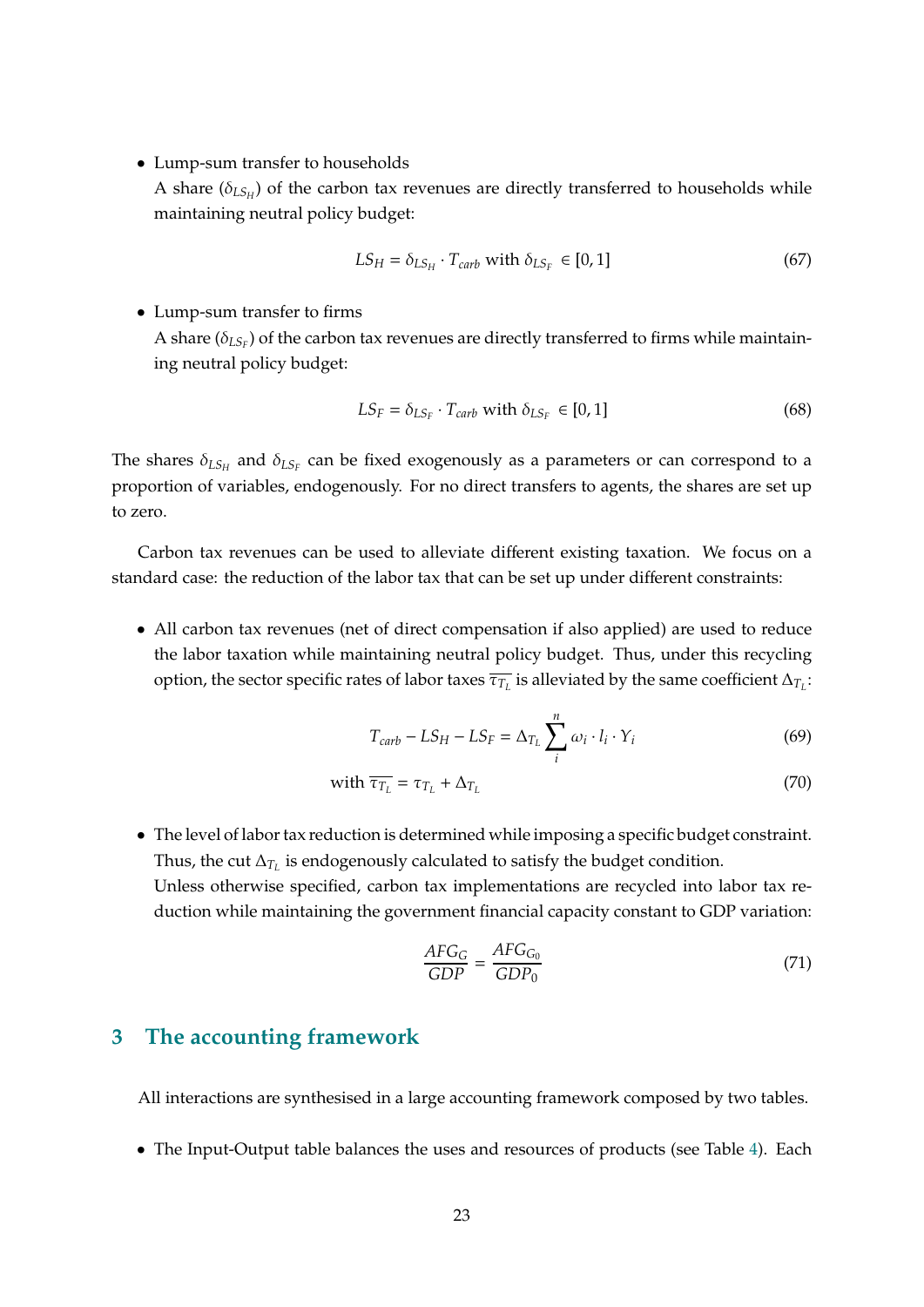- Lump-sum transfer to households
  A share ($\delta_{LS_H}$) of the carbon tax revenues are directly transferred to households while maintaining neutral policy budget:

$$LS_H = \delta_{LS_H} \cdot T_{carb} \text{ with } \delta_{LS_F} \in [0,1] \tag{67}$$

- Lump-sum transfer to firms
  A share ($\delta_{LS_F}$) of the carbon tax revenues are directly transferred to firms while maintaining neutral policy budget:

$$LS_F = \delta_{LS_F} \cdot T_{carb} \text{ with } \delta_{LS_F} \in [0,1] \tag{68}$$

The shares $\delta_{LS_H}$ and $\delta_{LS_F}$ can be fixed exogenously as a parameters or can correspond to a proportion of variables, endogenously. For no direct transfers to agents, the shares are set up to zero.

Carbon tax revenues can be used to alleviate different existing taxation. We focus on a standard case: the reduction of the labor tax that can be set up under different constraints:

- All carbon tax revenues (net of direct compensation if also applied) are used to reduce the labor taxation while maintaining neutral policy budget. Thus, under this recycling option, the sector specific rates of labor taxes $\overline{\tau_{T_L}}$ is alleviated by the same coefficient $\Delta_{T_L}$:

$$T_{carb} - LS_H - LS_F = \Delta_{T_L} \sum_{i}^{n} \omega_i \cdot l_i \cdot Y_i \tag{69}$$

$$\text{with } \overline{\tau_{T_L}} = \tau_{T_L} + \Delta_{T_L} \tag{70}$$

- The level of labor tax reduction is determined while imposing a specific budget constraint. Thus, the cut $\Delta_{T_L}$ is endogenously calculated to satisfy the budget condition.
  Unless otherwise specified, carbon tax implementations are recycled into labor tax reduction while maintaining the government financial capacity constant to GDP variation:

$$\frac{AFG_G}{GDP} = \frac{AFG_{G_0}}{GDP_0} \tag{71}$$

## 3 The accounting framework

All interactions are synthesised in a large accounting framework composed by two tables.

- The Input-Output table balances the uses and resources of products (see Table 4). Each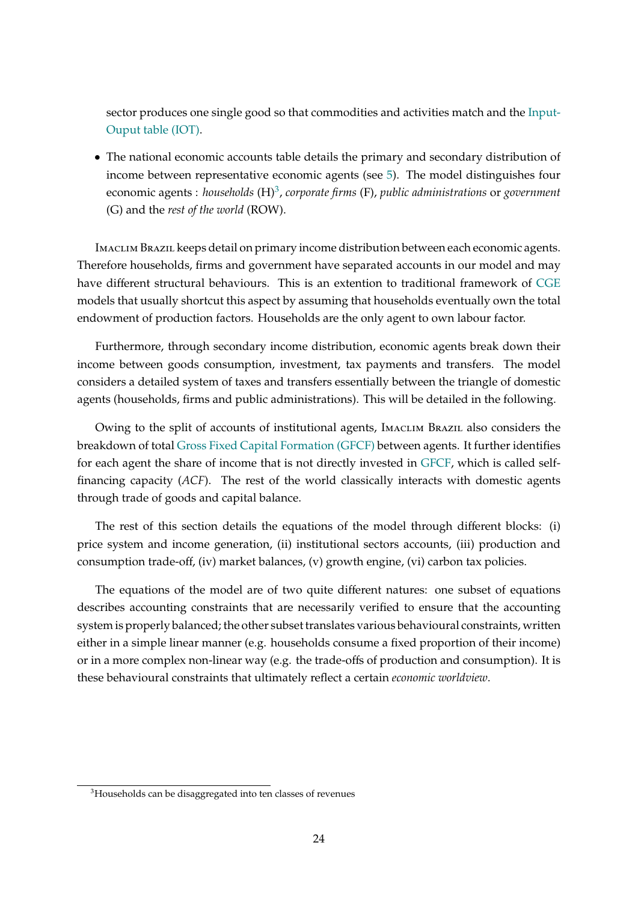sector produces one single good so that commodities and activities match and the Input-Ouput table (IOT).

- The national economic accounts table details the primary and secondary distribution of income between representative economic agents (see 5). The model distinguishes four economic agents : *households* (H)[3], *corporate firms* (F), *public administrations* or *government* (G) and the *rest of the world* (ROW).

Imaclim Brazil keeps detail on primary income distribution between each economic agents. Therefore households, firms and government have separated accounts in our model and may have different structural behaviours. This is an extention to traditional framework of CGE models that usually shortcut this aspect by assuming that households eventually own the total endowment of production factors. Households are the only agent to own labour factor.

Furthermore, through secondary income distribution, economic agents break down their income between goods consumption, investment, tax payments and transfers. The model considers a detailed system of taxes and transfers essentially between the triangle of domestic agents (households, firms and public administrations). This will be detailed in the following.

Owing to the split of accounts of institutional agents, Imaclim Brazil also considers the breakdown of total Gross Fixed Capital Formation (GFCF) between agents. It further identifies for each agent the share of income that is not directly invested in GFCF, which is called self-financing capacity (*ACF*). The rest of the world classically interacts with domestic agents through trade of goods and capital balance.

The rest of this section details the equations of the model through different blocks: (i) price system and income generation, (ii) institutional sectors accounts, (iii) production and consumption trade-off, (iv) market balances, (v) growth engine, (vi) carbon tax policies.

The equations of the model are of two quite different natures: one subset of equations describes accounting constraints that are necessarily verified to ensure that the accounting system is properly balanced; the other subset translates various behavioural constraints, written either in a simple linear manner (e.g. households consume a fixed proportion of their income) or in a more complex non-linear way (e.g. the trade-offs of production and consumption). It is these behavioural constraints that ultimately reflect a certain *economic worldview*.

[3] Households can be disaggregated into ten classes of revenues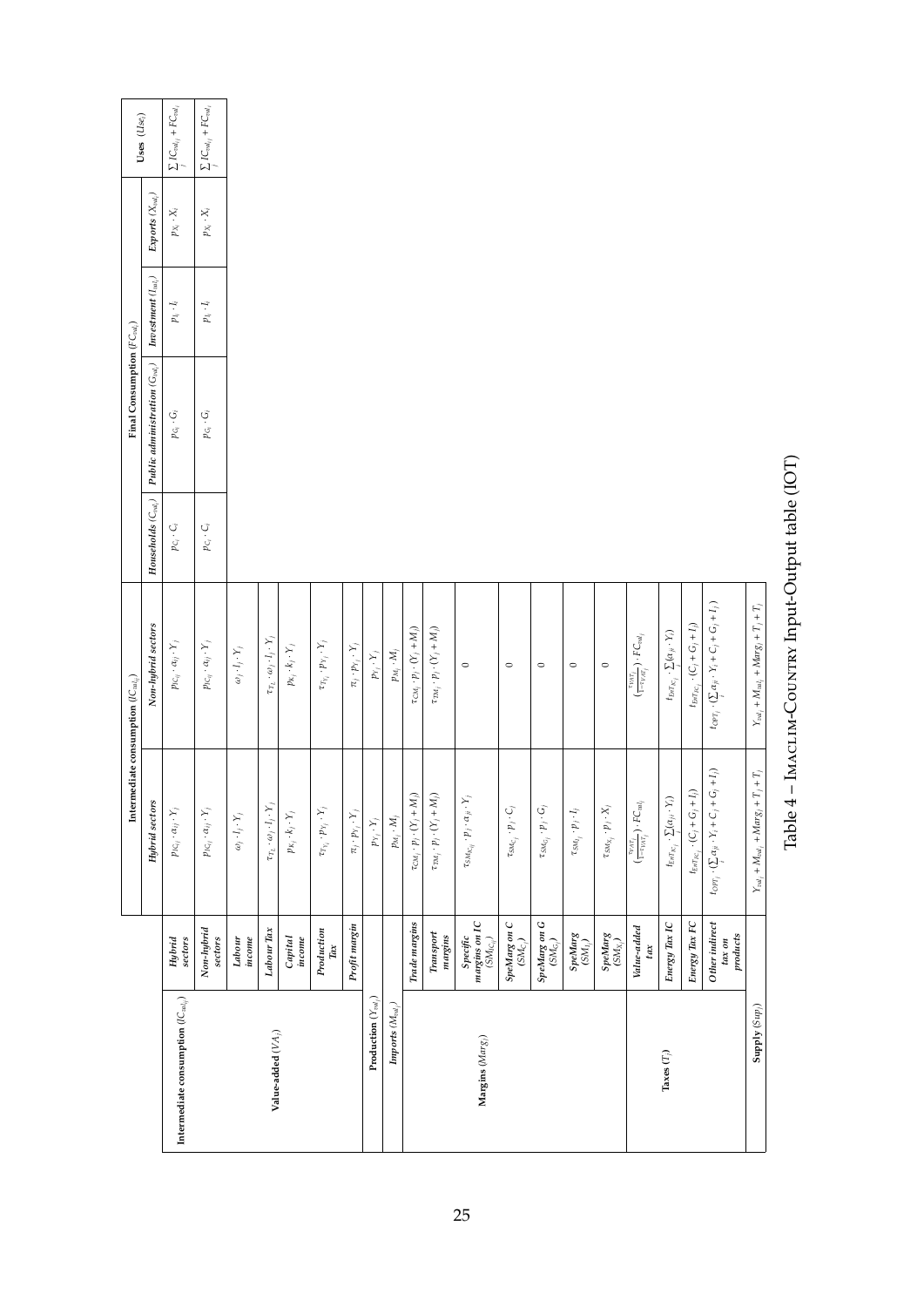| | | Intermediate consumption ($IC_{val_j}$) | | Final Consumption ($FC_{val_i}$) | | | | Uses ($Use_i$) |
|---|---|---|---|---|---|---|---|---|
| | | *Hybrid sectors* | *Non-hybrid sectors* | *Households* ($C_{val_i}$) | *Public administration* ($G_{val_i}$) | *Investment* ($I_{val_i}$) | *Exports* ($X_{val_i}$) | |
| **Intermediate consumption** ($IC_{val_i}$) | *Hybrid sectors* | $p_{IC_{ij}} \cdot \alpha_{ij} \cdot Y_j$ | $p_{IC_{ij}} \cdot \alpha_{ij} \cdot Y_j$ | $p_{C_i} \cdot C_i$ | $p_{G_i} \cdot G_i$ | $p_{I_i} \cdot I_i$ | $p_{X_i} \cdot X_i$ | $\sum_j IC_{val_{ij}} + FC_{val_i}$ |
| | *Non-hybrid sectors* | $p_{IC_{ij}} \cdot \alpha_{ij} \cdot Y_j$ | $p_{IC_{ij}} \cdot \alpha_{ij} \cdot Y_j$ | $p_{C_i} \cdot C_i$ | $p_{G_i} \cdot G_i$ | $p_{I_i} \cdot I_i$ | $p_{X_i} \cdot X_i$ | $\sum_j IC_{val_{ij}} + FC_{val_i}$ |
| **Value-added** ($VA_j$) | *Labour income* | $\omega_j \cdot l_j \cdot Y_j$ | $\omega_j \cdot l_j \cdot Y_j$ | | | | | |
| | *Labour Tax* | $\tau_{T_L} \cdot \omega_j \cdot l_j \cdot Y_j$ | $\tau_{T_L} \cdot \omega_j \cdot l_j \cdot Y_j$ | | | | | |
| | *Capital income* | $p_{K_j} \cdot k_j \cdot Y_j$ | $p_{K_j} \cdot k_j \cdot Y_j$ | | | | | |
| | *Production Tax* | $\tau_{T_{Y_j}} \cdot p_{Y_j} \cdot Y_j$ | $\tau_{T_{Y_j}} \cdot p_{Y_j} \cdot Y_j$ | | | | | |
| | *Profit margin* | $\pi_j \cdot p_{Y_j} \cdot Y_j$ | $\pi_j \cdot p_{Y_j} \cdot Y_j$ | | | | | |
| **Production** ($Y_{val_j}$) | | $p_{Y_j} \cdot Y_j$ | $p_{Y_j} \cdot Y_j$ | | | | | |
| **Imports** ($M_{val_j}$) | | $p_{M_j} \cdot M_j$ | $p_{M_j} \cdot M_j$ | | | | | |
| **Margins** ($Marg_j$) | *Trade margins* | $\tau_{CM_j} \cdot p_j \cdot (Y_j + M_j)$ | $\tau_{CM_j} \cdot p_j \cdot (Y_j + M_j)$ | | | | | |
| | *Transport margins* | $\tau_{TM_j} \cdot p_j \cdot (Y_j + M_j)$ | $\tau_{TM_j} \cdot p_j \cdot (Y_j + M_j)$ | | | | | |
| | *Specific margins on IC* ($SM_{IC_{ij}}$) | $\tau_{SM_{IC_{ij}}} \cdot p_j \cdot \alpha_{ji} \cdot Y_i$ | 0 | | | | | |
| | *SpeMarg on C* ($SM_{C_j}$) | $\tau_{SM_{C_j}} \cdot p_j \cdot C_j$ | 0 | | | | | |
| | *SpeMarg on G* ($SM_{G_j}$) | $\tau_{SM_{G_j}} \cdot p_j \cdot G_j$ | 0 | | | | | |
| | *SpeMarg* ($SM_{I_j}$) | $\tau_{SM_{I_j}} \cdot p_j \cdot I_j$ | 0 | | | | | |
| | *SpeMarg* ($SM_{X_j}$) | $\tau_{SM_{X_j}} \cdot p_j \cdot X_j$ | 0 | | | | | |
| **Taxes** ($T_j$) | *Value-added tax* | $(\frac{\tau_{VAT_j}}{1-\tau_{VAT_j}}) \cdot FC_{val_j}$ | $(\frac{\tau_{VAT_j}}{1-\tau_{VAT_j}}) \cdot FC_{val_j}$ | | | | | |
| | *Energy Tax IC* | $t_{EnTx_{IC_j}} \cdot \sum_i (\alpha_{ji} \cdot Y_i)$ | $t_{EnTx_{IC_j}} \cdot \sum_i (\alpha_{ji} \cdot Y_i)$ | | | | | |
| | *Energy Tax FC* | $t_{EnTx_{FC_j}} \cdot (C_j + G_j + I_j)$ | $t_{EnTx_{FC_j}} \cdot (C_j + G_j + I_j)$ | | | | | |
| | *Other indirect tax on products* | $t_{OPT_j} \cdot (\sum_i \alpha_{ji} \cdot Y_i + C_j + G_j + I_j)$ | $t_{OPT_j} \cdot (\sum_i \alpha_{ji} \cdot Y_i + C_j + G_j + I_j)$ | | | | | |
| **Supply** ($Sup_j$) | | $Y_{val_j} + M_{val_j} + Marg_j + T_j + T_j$ | $Y_{val_j} + M_{val_j} + Marg_j + T_j + T_j$ | | | | | |

Table 4 – IMACLIM-COUNTRY Input-Output table (IOT)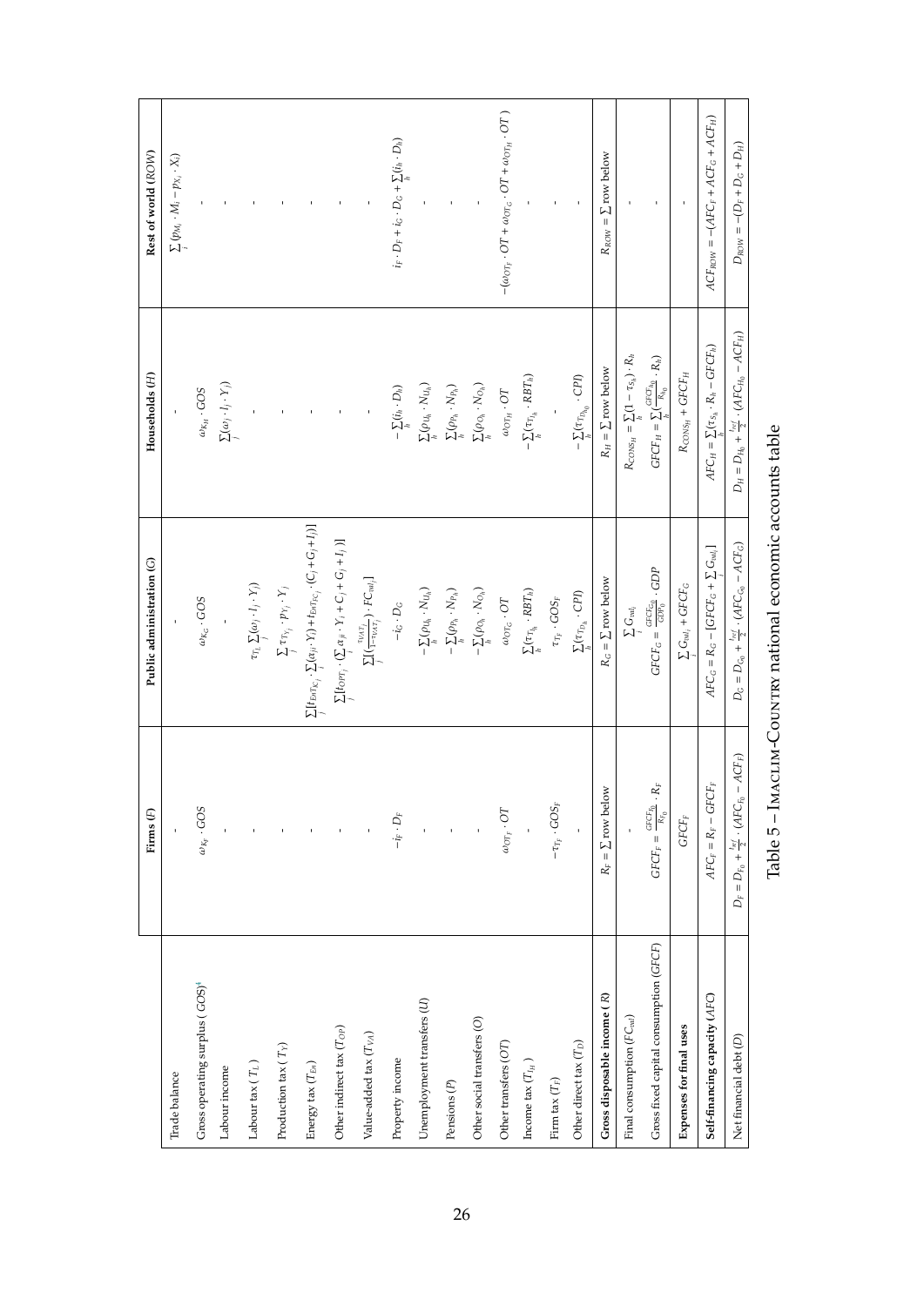| | Firms (F) | Public administration (G) | Households (H) | Rest of world (ROW) |
|---|---|---|---|---|
| Trade balance | - | - | - | $\sum_i (p_{M_i} \cdot M_i - p_{X_i} \cdot X_i)$ |
| Gross operating surplus ( GOS)[4] | $\alpha_{K_F} \cdot GOS$ | $\alpha_{K_G} \cdot GOS$ | $\alpha_{K_H} \cdot GOS$ | - |
| Labour income | - | - | $\sum_j (\omega_j \cdot l_j \cdot Y_j)$ | - |
| Labour tax ( $T_L$ ) | - | $\tau_L \sum_j (\omega_j \cdot l_j \cdot Y_j)$ | - | - |
| Production tax ( $T_Y$) | - | $\sum_j \tau_{Y_j} \cdot p_{Y_j} \cdot Y_j$ | - | - |
| Energy tax ( $T_{En}$) | - | $\sum_j [t_{EnTX_j} \cdot \sum_i (\alpha_{ij} \cdot Y_j) + t_{EnTC_j} \cdot (C_j + G_j + I_j)]$ | - | - |
| Other indirect tax ( $T_{OI}$) | - | $\sum_j [t_{OPT_j} \cdot (\sum_i \alpha_{ji} \cdot Y_i + C_j + G_j + I_j)]$ | - | - |
| Value-added tax ( $T_{VA}$) | - | $\sum_j [(\frac{\tau_{VAT_j}}{1-\tau_{VAT_j}}) \cdot FC_{vol_j}]$ | - | - |
| Property income | $-i_F \cdot D_F$ | $-i_G \cdot D_G$ | $-\sum_h (i_h \cdot D_h)$ | $i_F \cdot D_F + i_G \cdot D_G + \sum_h (i_h \cdot D_h)$ |
| Unemployment transfers (U) | - | $-\sum_h (\rho_{U_h} \cdot N_{U_h})$ | $\sum_h (\rho_{U_h} \cdot N_{U_h})$ | - |
| Pensions (P) | - | $-\sum_h (\rho_{P_h} \cdot N_{P_h})$ | $\sum_h (\rho_{P_h} \cdot N_{P_h})$ | - |
| Other social transfers (O) | - | $-\sum_h (\rho_{O_h} \cdot N_{O_h})$ | $\sum_h (\rho_{O_h} \cdot N_{O_h})$ | - |
| Other transfers (OT) | $\omega_{OT_F} \cdot OT$ | $\omega_{OT_G} \cdot OT$ | $\omega_{OT_H} \cdot OT$ | $-(\omega_{OT_F} \cdot OT + \omega_{OT_G} \cdot OT + \omega_{OT_H} \cdot OT)$ |
| Income tax ( $T_{I_H}$ ) | - | $\sum_h (\tau_{I_h} \cdot RBT_h)$ | $-\sum_h (\tau_{I_h} \cdot RBT_h)$ | - |
| Firm tax ( $T_F$) | $-\tau_{I_F} \cdot GOS_F$ | $\tau_{I_F} \cdot GOS_F$ | - | - |
| Other direct tax ( $T_D$) | - | $\sum_h (\tau_{T_{D_h}} \cdot CPI)$ | $-\sum_h (\tau_{T_{D_{h_0}}} \cdot CPI)$ | - |
| **Gross disposable income ( R)** | $R_F = \sum$ row below | $R_G = \sum$ row below | $R_H = \sum$ row below | $R_{ROW} = \sum$ row below |
| Final consumption ( $FC_{vol}$) | - | $\sum_i G_{vol_i}$ | $R_{CONS_H} = \sum_h (1 - \tau_{S_h}) \cdot R_h$ | - |
| Gross fixed capital consumption (GFCF) | $GFCF_F = \frac{GFCF_{F_0}}{R_{F_0}} \cdot R_F$ | $GFCF_G = \frac{GFCF_{G_0}}{GDP_0} \cdot GDP$ | $GFCF_H = \sum_h (\frac{GFCF_{h_0}}{R_{h_0}} \cdot R_h)$ | - |
| **Expenses for final uses** | $GFCF_F$ | $\sum_i G_{vol_i} + GFCF_G$ | $R_{CONS_H} + GFCF_H$ | - |
| **Self-financing capacity (AFC)** | $AFC_F = R_F - GFCF_F$ | $AFC_G = R_G - [GFCF_G + \sum_i G_{vol_i}]$ | $AFC_H = \sum_h (\tau_{S_h} \cdot R_h - GFCF_h)$ | $ACF_{ROW} = -(AFC_F + ACF_G + ACF_H)$ |
| Net financial debt (D) | $D_F = D_{F_0} + \frac{t_{ref}}{2} \cdot (AFC_{F_0} - ACF_F)$ | $D_G = D_{G_0} + \frac{t_{ref}}{2} \cdot (AFC_{G_0} - ACF_G)$ | $D_H = D_{H_0} + \frac{t_{ref}}{2} \cdot (AFC_{H_0} - ACF_H)$ | $D_{ROW} = -(D_F + D_G + D_H)$ |

Table 5 – IMACLIM-COUNTRY national economic accounts table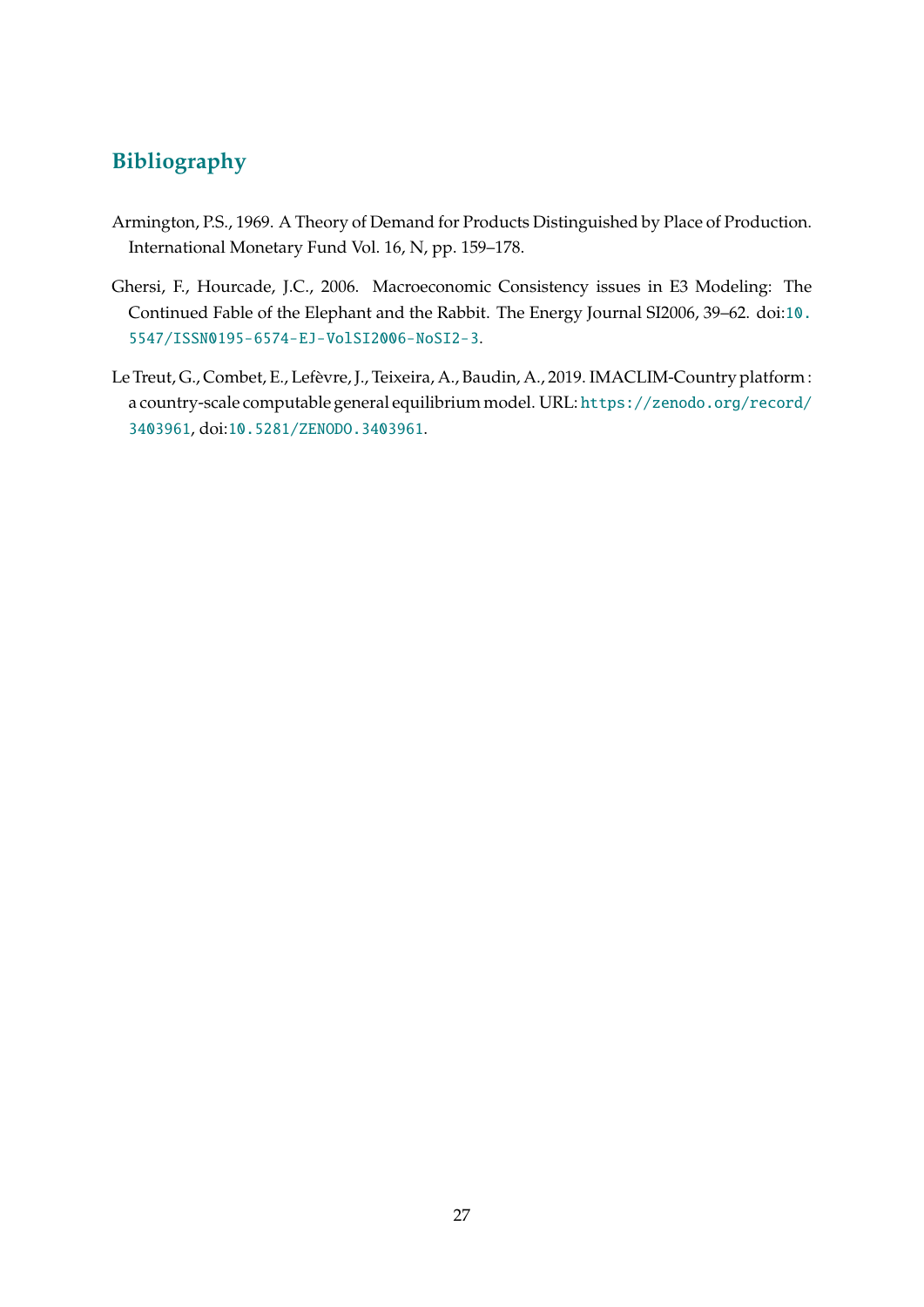## Bibliography

Armington, P.S., 1969. A Theory of Demand for Products Distinguished by Place of Production. International Monetary Fund Vol. 16, N, pp. 159–178.

Ghersi, F., Hourcade, J.C., 2006. Macroeconomic Consistency issues in E3 Modeling: The Continued Fable of the Elephant and the Rabbit. The Energy Journal SI2006, 39–62. doi:10.5547/ISSN0195-6574-EJ-VolSI2006-NoSI2-3.

Le Treut, G., Combet, E., Lefèvre, J., Teixeira, A., Baudin, A., 2019. IMACLIM-Country platform : a country-scale computable general equilibrium model. URL: https://zenodo.org/record/3403961, doi:10.5281/ZENODO.3403961.